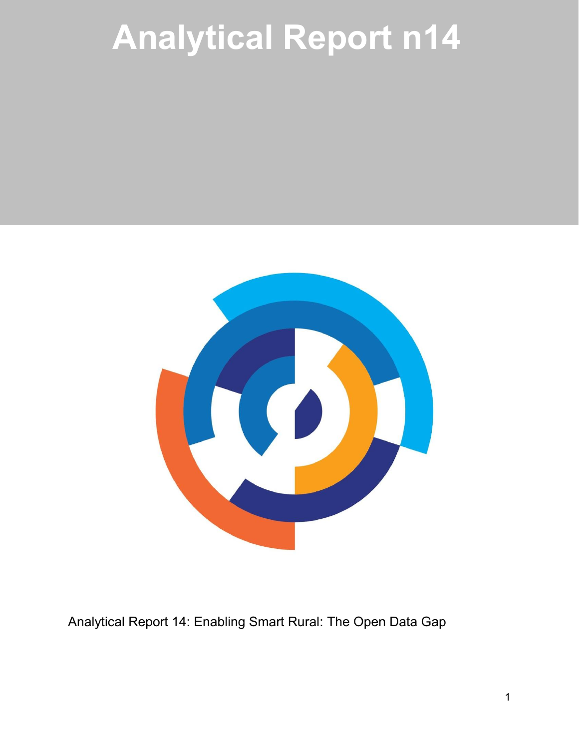# Analytical Report n14

Analytical Report 14: Enabling Smart Rural: The Open Data Gap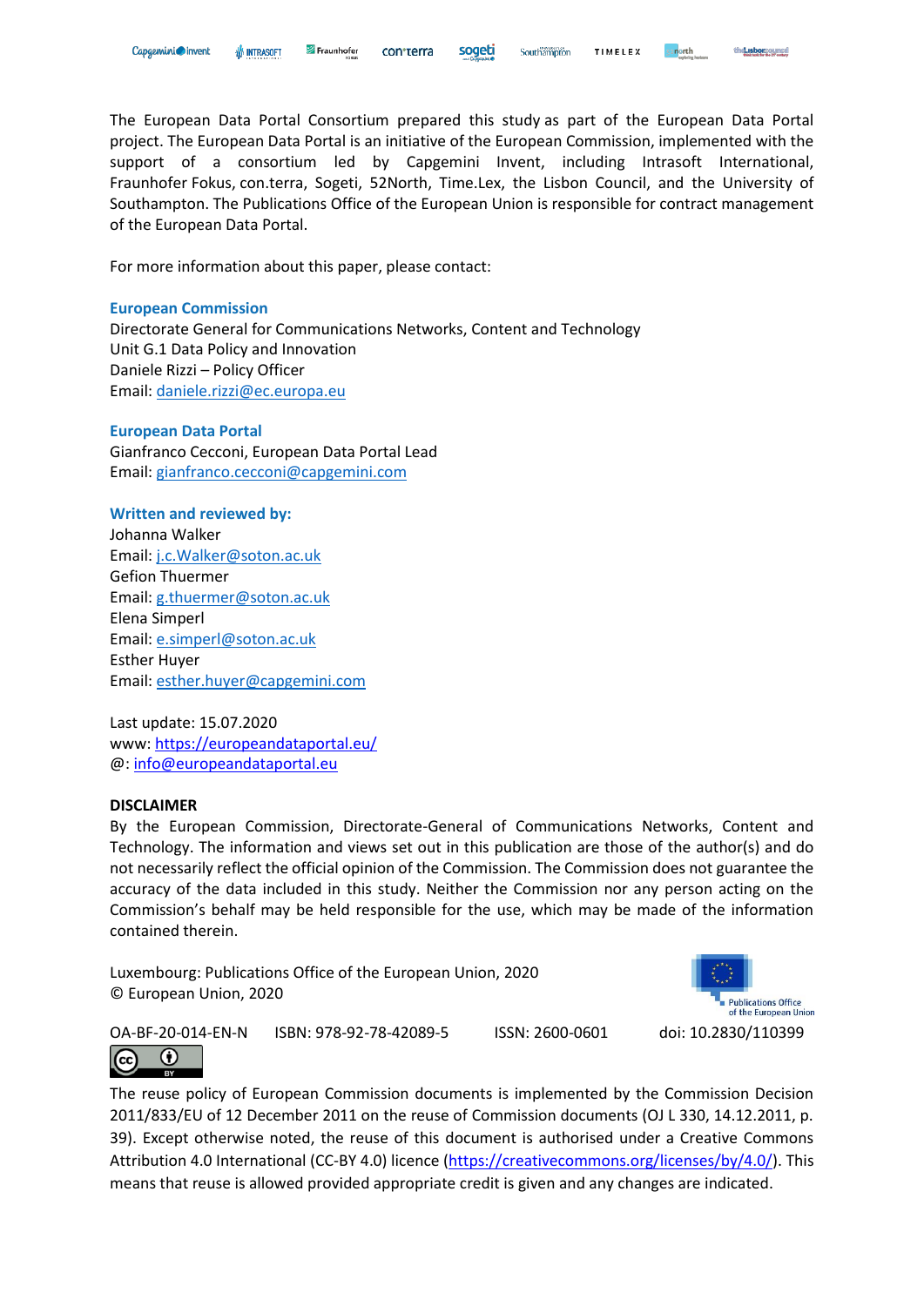The European Data Portal Consortium prepared this study as part of the European Data Portal project. The European Data Portal is an initiative of the European Commission, implemented with the support of a consortium led by Capgemini Invent, including Intrasoft International, Fraunhofer Fokus, con.terra, Sogeti, 52North, Time.Lex, the Lisbon Council, and the University of Southampton. The Publications Office of the European Union is responsible for contract management of the European Data Portal.

For more information about this paper, please contact:

**European Commission**
Directorate General for Communications Networks, Content and Technology
Unit G.1 Data Policy and Innovation
Daniele Rizzi – Policy Officer
Email: daniele.rizzi@ec.europa.eu

**European Data Portal**
Gianfranco Cecconi, European Data Portal Lead
Email: gianfranco.cecconi@capgemini.com

**Written and reviewed by:**
Johanna Walker
Email: j.c.Walker@soton.ac.uk
Gefion Thuermer
Email: g.thuermer@soton.ac.uk
Elena Simperl
Email: e.simperl@soton.ac.uk
Esther Huyer
Email: esther.huyer@capgemini.com

Last update: 15.07.2020
www: https://europeandataportal.eu/
@: info@europeandataportal.eu

**DISCLAIMER**
By the European Commission, Directorate-General of Communications Networks, Content and Technology. The information and views set out in this publication are those of the author(s) and do not necessarily reflect the official opinion of the Commission. The Commission does not guarantee the accuracy of the data included in this study. Neither the Commission nor any person acting on the Commission's behalf may be held responsible for the use, which may be made of the information contained therein.

Luxembourg: Publications Office of the European Union, 2020
© European Union, 2020

OA-BF-20-014-EN-N ISBN: 978-92-78-42089-5 ISSN: 2600-0601 doi: 10.2830/110399

The reuse policy of European Commission documents is implemented by the Commission Decision 2011/833/EU of 12 December 2011 on the reuse of Commission documents (OJ L 330, 14.12.2011, p. 39). Except otherwise noted, the reuse of this document is authorised under a Creative Commons Attribution 4.0 International (CC-BY 4.0) licence (https://creativecommons.org/licenses/by/4.0/). This means that reuse is allowed provided appropriate credit is given and any changes are indicated.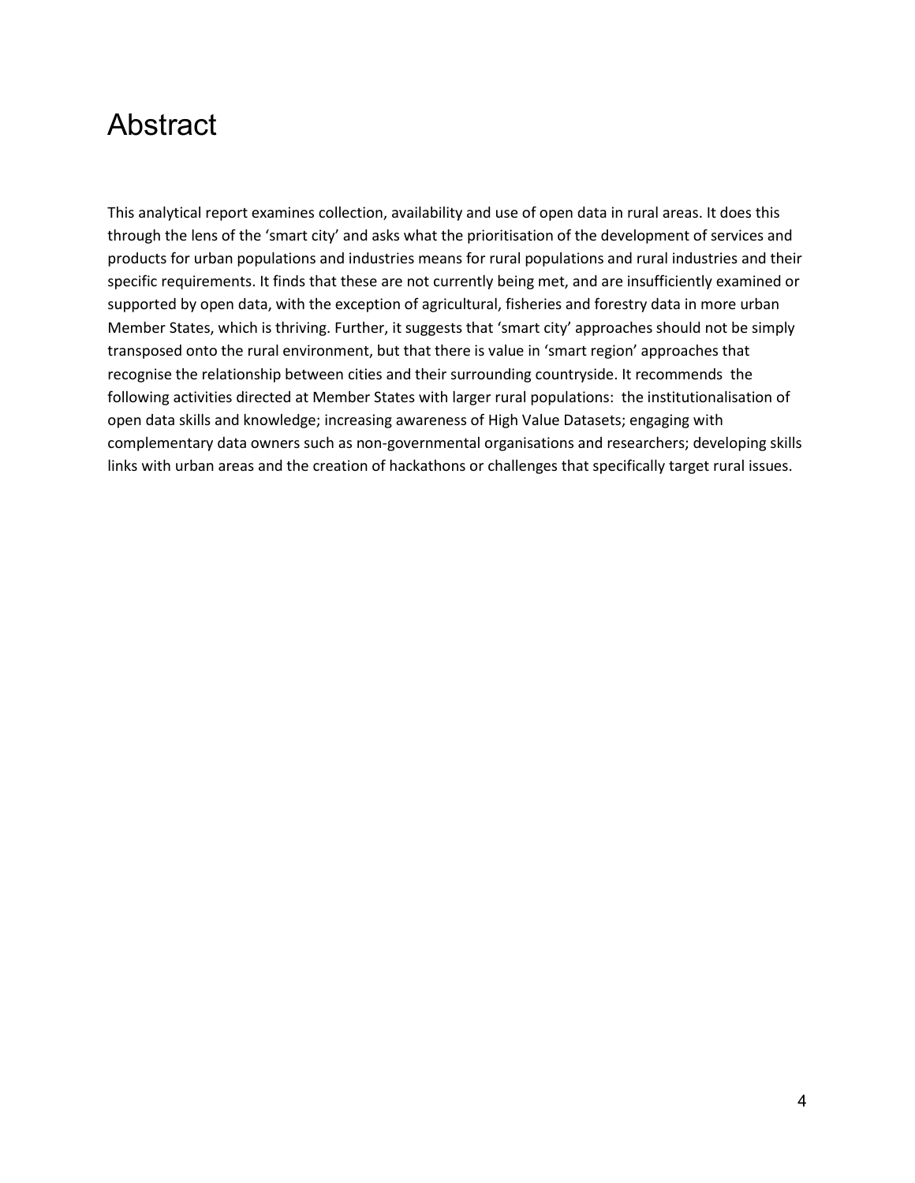# Abstract

This analytical report examines collection, availability and use of open data in rural areas. It does this through the lens of the 'smart city' and asks what the prioritisation of the development of services and products for urban populations and industries means for rural populations and rural industries and their specific requirements. It finds that these are not currently being met, and are insufficiently examined or supported by open data, with the exception of agricultural, fisheries and forestry data in more urban Member States, which is thriving. Further, it suggests that 'smart city' approaches should not be simply transposed onto the rural environment, but that there is value in 'smart region' approaches that recognise the relationship between cities and their surrounding countryside. It recommends the following activities directed at Member States with larger rural populations: the institutionalisation of open data skills and knowledge; increasing awareness of High Value Datasets; engaging with complementary data owners such as non-governmental organisations and researchers; developing skills links with urban areas and the creation of hackathons or challenges that specifically target rural issues.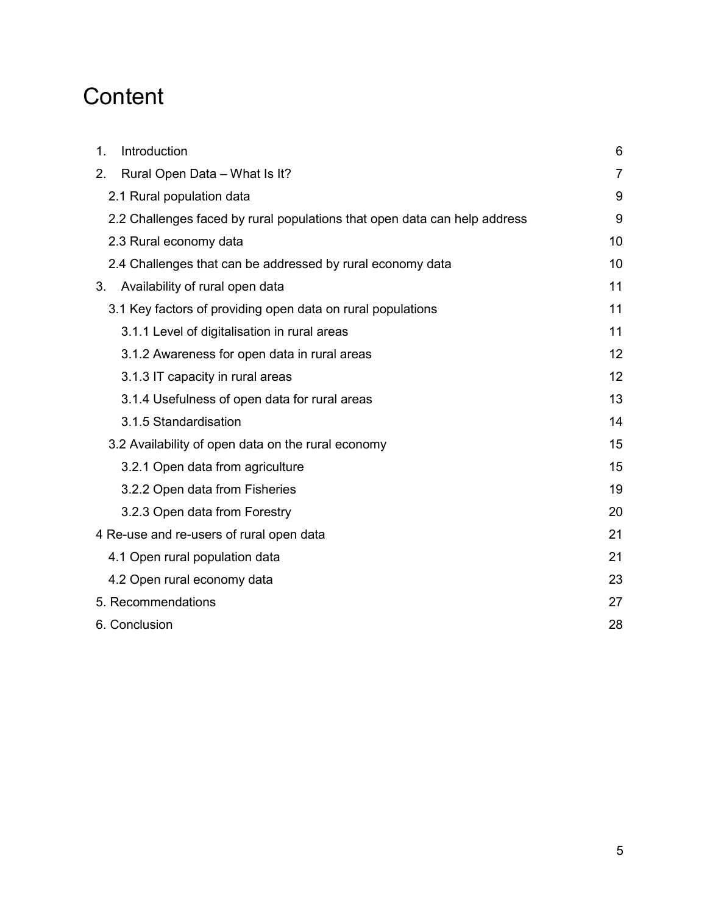# Content

| | |
|---|---|
| 1. Introduction | 6 |
| 2. Rural Open Data – What Is It? | 7 |
| 2.1 Rural population data | 9 |
| 2.2 Challenges faced by rural populations that open data can help address | 9 |
| 2.3 Rural economy data | 10 |
| 2.4 Challenges that can be addressed by rural economy data | 10 |
| 3. Availability of rural open data | 11 |
| 3.1 Key factors of providing open data on rural populations | 11 |
| 3.1.1 Level of digitalisation in rural areas | 11 |
| 3.1.2 Awareness for open data in rural areas | 12 |
| 3.1.3 IT capacity in rural areas | 12 |
| 3.1.4 Usefulness of open data for rural areas | 13 |
| 3.1.5 Standardisation | 14 |
| 3.2 Availability of open data on the rural economy | 15 |
| 3.2.1 Open data from agriculture | 15 |
| 3.2.2 Open data from Fisheries | 19 |
| 3.2.3 Open data from Forestry | 20 |
| 4 Re-use and re-users of rural open data | 21 |
| 4.1 Open rural population data | 21 |
| 4.2 Open rural economy data | 23 |
| 5. Recommendations | 27 |
| 6. Conclusion | 28 |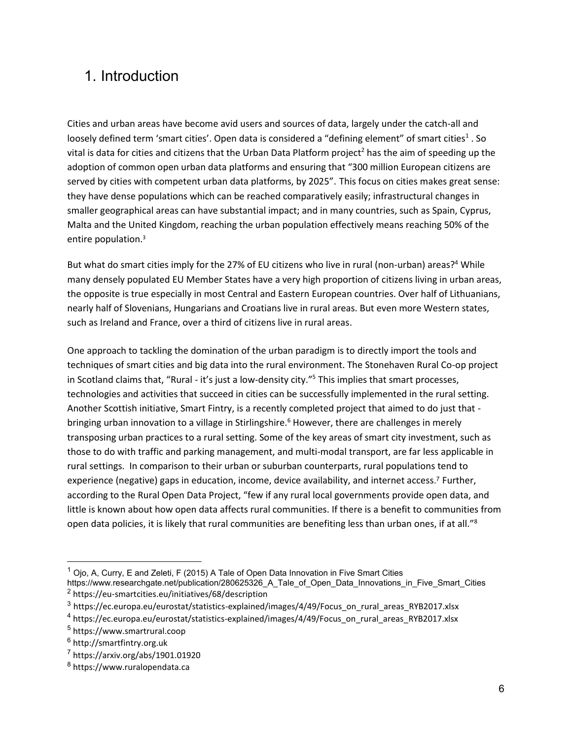# 1. Introduction

Cities and urban areas have become avid users and sources of data, largely under the catch-all and loosely defined term 'smart cities'. Open data is considered a "defining element" of smart cities[1] . So vital is data for cities and citizens that the Urban Data Platform project[2] has the aim of speeding up the adoption of common open urban data platforms and ensuring that "300 million European citizens are served by cities with competent urban data platforms, by 2025". This focus on cities makes great sense: they have dense populations which can be reached comparatively easily; infrastructural changes in smaller geographical areas can have substantial impact; and in many countries, such as Spain, Cyprus, Malta and the United Kingdom, reaching the urban population effectively means reaching 50% of the entire population.[3]

But what do smart cities imply for the 27% of EU citizens who live in rural (non-urban) areas?[4] While many densely populated EU Member States have a very high proportion of citizens living in urban areas, the opposite is true especially in most Central and Eastern European countries. Over half of Lithuanians, nearly half of Slovenians, Hungarians and Croatians live in rural areas. But even more Western states, such as Ireland and France, over a third of citizens live in rural areas.

One approach to tackling the domination of the urban paradigm is to directly import the tools and techniques of smart cities and big data into the rural environment. The Stonehaven Rural Co-op project in Scotland claims that, "Rural - it's just a low-density city."[5] This implies that smart processes, technologies and activities that succeed in cities can be successfully implemented in the rural setting. Another Scottish initiative, Smart Fintry, is a recently completed project that aimed to do just that - bringing urban innovation to a village in Stirlingshire.[6] However, there are challenges in merely transposing urban practices to a rural setting. Some of the key areas of smart city investment, such as those to do with traffic and parking management, and multi-modal transport, are far less applicable in rural settings. In comparison to their urban or suburban counterparts, rural populations tend to experience (negative) gaps in education, income, device availability, and internet access.[7] Further, according to the Rural Open Data Project, "few if any rural local governments provide open data, and little is known about how open data affects rural communities. If there is a benefit to communities from open data policies, it is likely that rural communities are benefiting less than urban ones, if at all."[8]

---

[1] Ojo, A, Curry, E and Zeleti, F (2015) A Tale of Open Data Innovation in Five Smart Cities https://www.researchgate.net/publication/280625326_A_Tale_of_Open_Data_Innovations_in_Five_Smart_Cities

[2] https://eu-smartcities.eu/initiatives/68/description

[3] https://ec.europa.eu/eurostat/statistics-explained/images/4/49/Focus_on_rural_areas_RYB2017.xlsx

[4] https://ec.europa.eu/eurostat/statistics-explained/images/4/49/Focus_on_rural_areas_RYB2017.xlsx

[5] https://www.smartrural.coop

[6] http://smartfintry.org.uk

[7] https://arxiv.org/abs/1901.01920

[8] https://www.ruralopendata.ca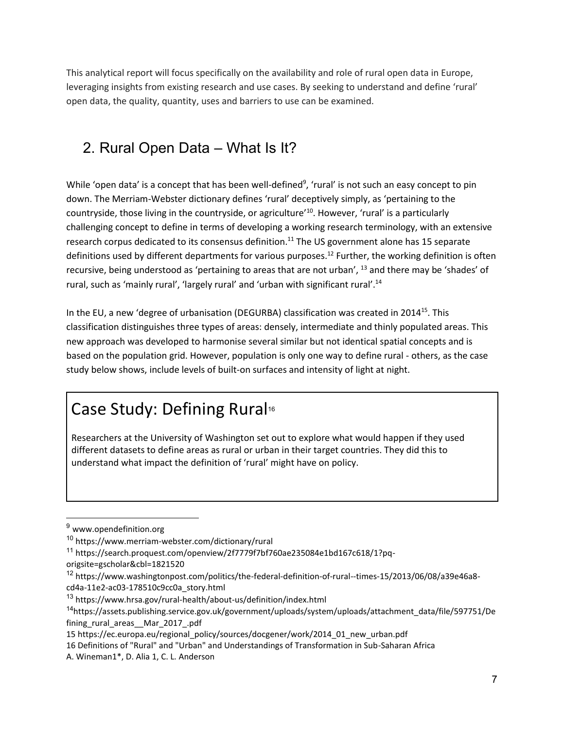This analytical report will focus specifically on the availability and role of rural open data in Europe, leveraging insights from existing research and use cases. By seeking to understand and define 'rural' open data, the quality, quantity, uses and barriers to use can be examined.

## 2. Rural Open Data – What Is It?

While 'open data' is a concept that has been well-defined[9], 'rural' is not such an easy concept to pin down. The Merriam-Webster dictionary defines 'rural' deceptively simply, as 'pertaining to the countryside, those living in the countryside, or agriculture'[10]. However, 'rural' is a particularly challenging concept to define in terms of developing a working research terminology, with an extensive research corpus dedicated to its consensus definition.[11] The US government alone has 15 separate definitions used by different departments for various purposes.[12] Further, the working definition is often recursive, being understood as 'pertaining to areas that are not urban', [13] and there may be 'shades' of rural, such as 'mainly rural', 'largely rural' and 'urban with significant rural'.[14]

In the EU, a new 'degree of urbanisation (DEGURBA) classification was created in 2014[15]. This classification distinguishes three types of areas: densely, intermediate and thinly populated areas. This new approach was developed to harmonise several similar but not identical spatial concepts and is based on the population grid. However, population is only one way to define rural - others, as the case study below shows, include levels of built-on surfaces and intensity of light at night.

## Case Study: Defining Rural[16]

Researchers at the University of Washington set out to explore what would happen if they used different datasets to define areas as rural or urban in their target countries. They did this to understand what impact the definition of 'rural' might have on policy.

---

[9] www.opendefinition.org

[10] https://www.merriam-webster.com/dictionary/rural

[11] https://search.proquest.com/openview/2f7779f7bf760ae235084e1bd167c618/1?pq-origsite=gscholar&cbl=1821520

[12] https://www.washingtonpost.com/politics/the-federal-definition-of-rural--times-15/2013/06/08/a39e46a8-cd4a-11e2-ac03-178510c9cc0a_story.html

[13] https://www.hrsa.gov/rural-health/about-us/definition/index.html

[14] https://assets.publishing.service.gov.uk/government/uploads/system/uploads/attachment_data/file/597751/Defining_rural_areas__Mar_2017_.pdf

15 https://ec.europa.eu/regional_policy/sources/docgener/work/2014_01_new_urban.pdf

16 Definitions of "Rural" and "Urban" and Understandings of Transformation in Sub-Saharan Africa
A. Wineman1*, D. Alia 1, C. L. Anderson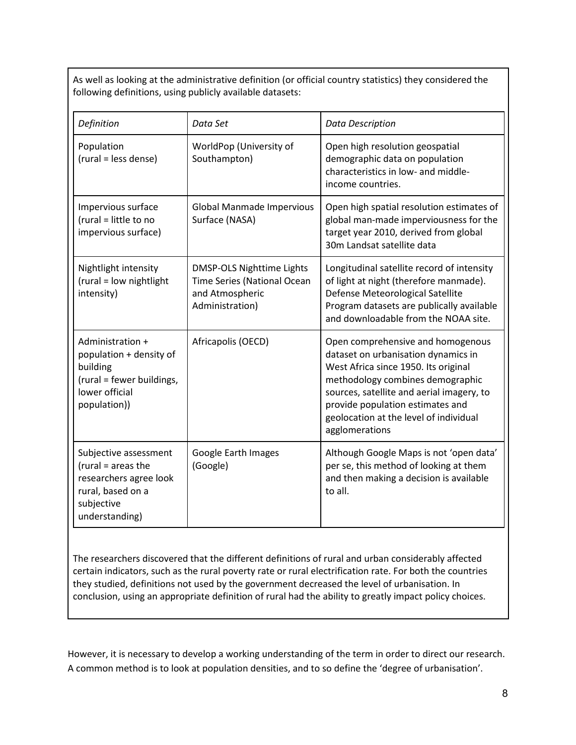As well as looking at the administrative definition (or official country statistics) they considered the following definitions, using publicly available datasets:

| *Definition* | *Data Set* | *Data Description* |
|---|---|---|
| Population (rural = less dense) | WorldPop (University of Southampton) | Open high resolution geospatial demographic data on population characteristics in low- and middle-income countries. |
| Impervious surface (rural = little to no impervious surface) | Global Manmade Impervious Surface (NASA) | Open high spatial resolution estimates of global man-made imperviousness for the target year 2010, derived from global 30m Landsat satellite data |
| Nightlight intensity (rural = low nightlight intensity) | DMSP-OLS Nighttime Lights Time Series (National Ocean and Atmospheric Administration) | Longitudinal satellite record of intensity of light at night (therefore manmade). Defense Meteorological Satellite Program datasets are publically available and downloadable from the NOAA site. |
| Administration + population + density of building (rural = fewer buildings, lower official population)) | Africapolis (OECD) | Open comprehensive and homogenous dataset on urbanisation dynamics in West Africa since 1950. Its original methodology combines demographic sources, satellite and aerial imagery, to provide population estimates and geolocation at the level of individual agglomerations |
| Subjective assessment (rural = areas the researchers agree look rural, based on a subjective understanding) | Google Earth Images (Google) | Although Google Maps is not 'open data' per se, this method of looking at them and then making a decision is available to all. |

The researchers discovered that the different definitions of rural and urban considerably affected certain indicators, such as the rural poverty rate or rural electrification rate. For both the countries they studied, definitions not used by the government decreased the level of urbanisation. In conclusion, using an appropriate definition of rural had the ability to greatly impact policy choices.

However, it is necessary to develop a working understanding of the term in order to direct our research. A common method is to look at population densities, and to so define the 'degree of urbanisation'.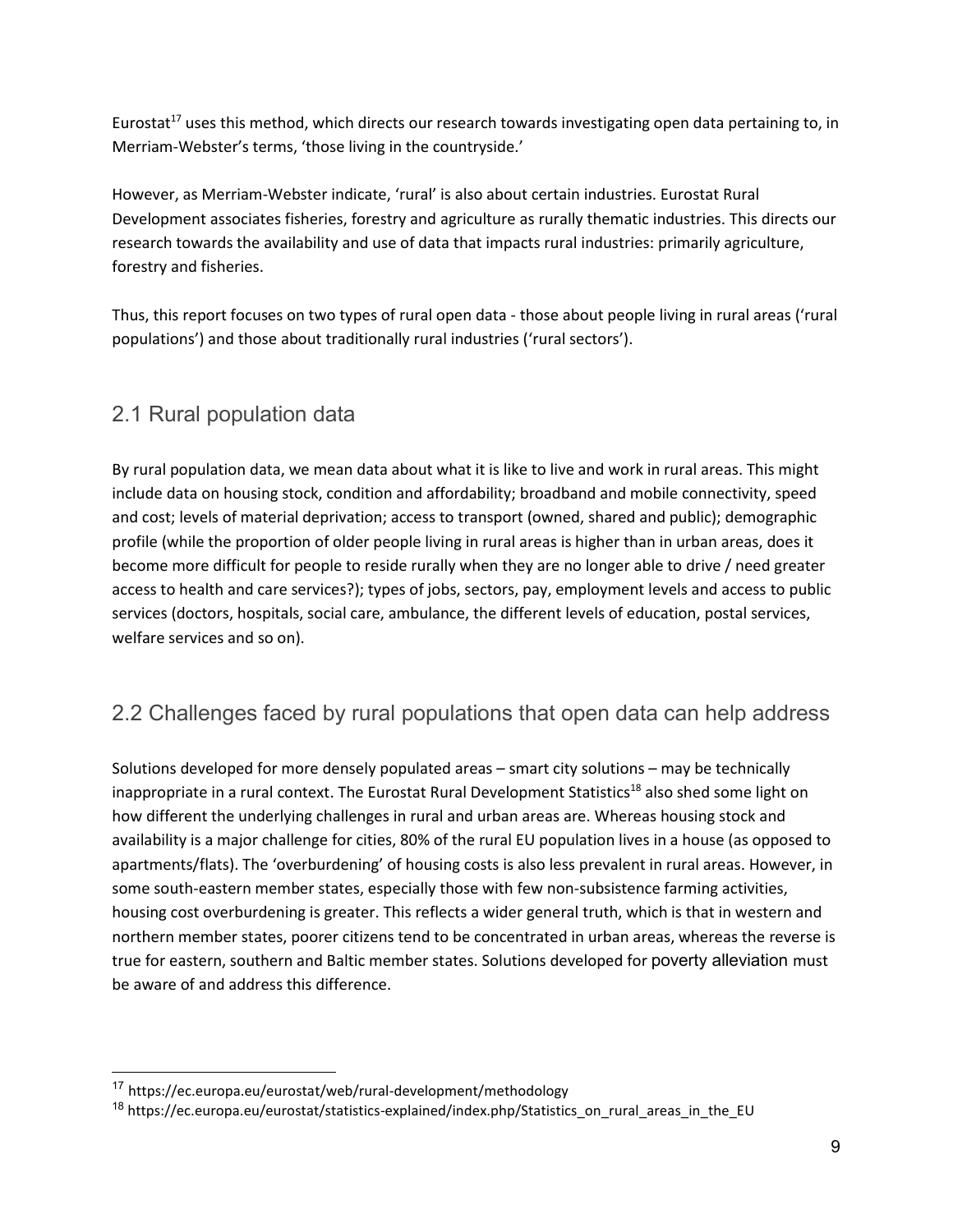Eurostat[17] uses this method, which directs our research towards investigating open data pertaining to, in Merriam-Webster's terms, 'those living in the countryside.'

However, as Merriam-Webster indicate, 'rural' is also about certain industries. Eurostat Rural Development associates fisheries, forestry and agriculture as rurally thematic industries. This directs our research towards the availability and use of data that impacts rural industries: primarily agriculture, forestry and fisheries.

Thus, this report focuses on two types of rural open data - those about people living in rural areas ('rural populations') and those about traditionally rural industries ('rural sectors').

## 2.1 Rural population data

By rural population data, we mean data about what it is like to live and work in rural areas. This might include data on housing stock, condition and affordability; broadband and mobile connectivity, speed and cost; levels of material deprivation; access to transport (owned, shared and public); demographic profile (while the proportion of older people living in rural areas is higher than in urban areas, does it become more difficult for people to reside rurally when they are no longer able to drive / need greater access to health and care services?); types of jobs, sectors, pay, employment levels and access to public services (doctors, hospitals, social care, ambulance, the different levels of education, postal services, welfare services and so on).

## 2.2 Challenges faced by rural populations that open data can help address

Solutions developed for more densely populated areas – smart city solutions – may be technically inappropriate in a rural context. The Eurostat Rural Development Statistics[18] also shed some light on how different the underlying challenges in rural and urban areas are. Whereas housing stock and availability is a major challenge for cities, 80% of the rural EU population lives in a house (as opposed to apartments/flats). The 'overburdening' of housing costs is also less prevalent in rural areas. However, in some south-eastern member states, especially those with few non-subsistence farming activities, housing cost overburdening is greater. This reflects a wider general truth, which is that in western and northern member states, poorer citizens tend to be concentrated in urban areas, whereas the reverse is true for eastern, southern and Baltic member states. Solutions developed for poverty alleviation must be aware of and address this difference.

---

[17] https://ec.europa.eu/eurostat/web/rural-development/methodology

[18] https://ec.europa.eu/eurostat/statistics-explained/index.php/Statistics_on_rural_areas_in_the_EU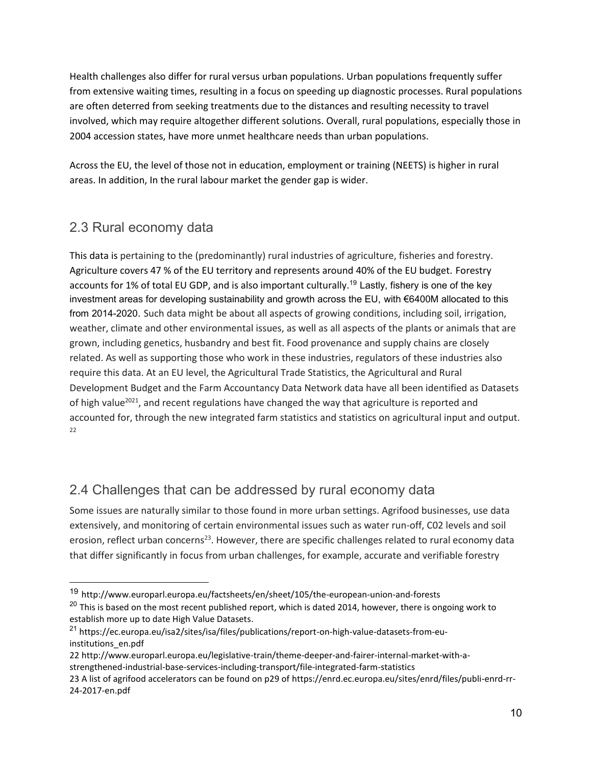Health challenges also differ for rural versus urban populations. Urban populations frequently suffer from extensive waiting times, resulting in a focus on speeding up diagnostic processes. Rural populations are often deterred from seeking treatments due to the distances and resulting necessity to travel involved, which may require altogether different solutions. Overall, rural populations, especially those in 2004 accession states, have more unmet healthcare needs than urban populations.

Across the EU, the level of those not in education, employment or training (NEETS) is higher in rural areas. In addition, In the rural labour market the gender gap is wider.

## 2.3 Rural economy data

This data is pertaining to the (predominantly) rural industries of agriculture, fisheries and forestry. Agriculture covers 47 % of the EU territory and represents around 40% of the EU budget. Forestry accounts for 1% of total EU GDP, and is also important culturally.[19] Lastly, fishery is one of the key investment areas for developing sustainability and growth across the EU, with €6400M allocated to this from 2014-2020. Such data might be about all aspects of growing conditions, including soil, irrigation, weather, climate and other environmental issues, as well as all aspects of the plants or animals that are grown, including genetics, husbandry and best fit. Food provenance and supply chains are closely related. As well as supporting those who work in these industries, regulators of these industries also require this data. At an EU level, the Agricultural Trade Statistics, the Agricultural and Rural Development Budget and the Farm Accountancy Data Network data have all been identified as Datasets of high value[20][21], and recent regulations have changed the way that agriculture is reported and accounted for, through the new integrated farm statistics and statistics on agricultural input and output.[22]

## 2.4 Challenges that can be addressed by rural economy data

Some issues are naturally similar to those found in more urban settings. Agrifood businesses, use data extensively, and monitoring of certain environmental issues such as water run-off, C02 levels and soil erosion, reflect urban concerns[23]. However, there are specific challenges related to rural economy data that differ significantly in focus from urban challenges, for example, accurate and verifiable forestry

---

[19] http://www.europarl.europa.eu/factsheets/en/sheet/105/the-european-union-and-forests

[20] This is based on the most recent published report, which is dated 2014, however, there is ongoing work to establish more up to date High Value Datasets.

[21] https://ec.europa.eu/isa2/sites/isa/files/publications/report-on-high-value-datasets-from-eu-institutions_en.pdf

22 http://www.europarl.europa.eu/legislative-train/theme-deeper-and-fairer-internal-market-with-a-strengthened-industrial-base-services-including-transport/file-integrated-farm-statistics

23 A list of agrifood accelerators can be found on p29 of https://enrd.ec.europa.eu/sites/enrd/files/publi-enrd-rr-24-2017-en.pdf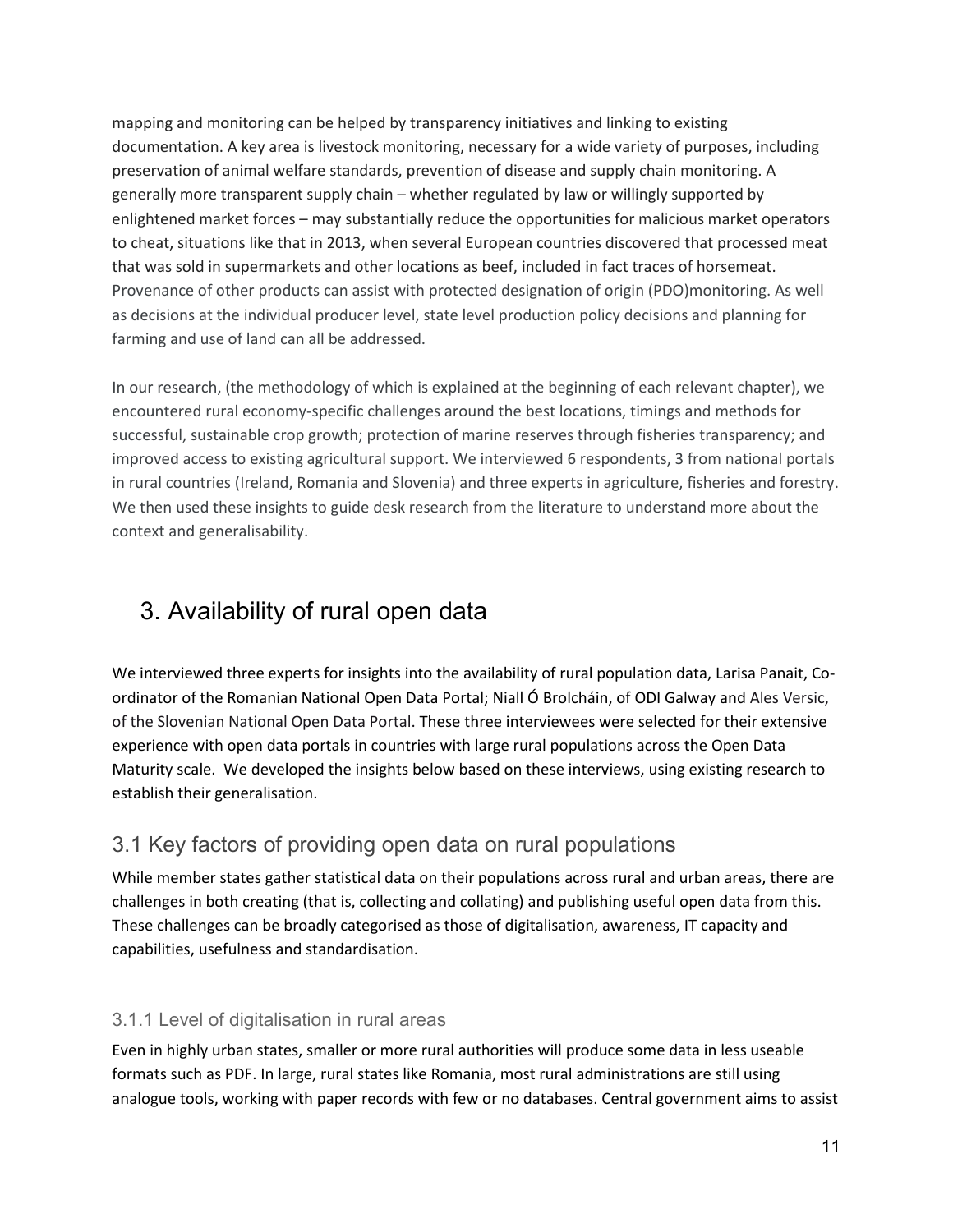mapping and monitoring can be helped by transparency initiatives and linking to existing documentation. A key area is livestock monitoring, necessary for a wide variety of purposes, including preservation of animal welfare standards, prevention of disease and supply chain monitoring. A generally more transparent supply chain – whether regulated by law or willingly supported by enlightened market forces – may substantially reduce the opportunities for malicious market operators to cheat, situations like that in 2013, when several European countries discovered that processed meat that was sold in supermarkets and other locations as beef, included in fact traces of horsemeat. Provenance of other products can assist with protected designation of origin (PDO)monitoring. As well as decisions at the individual producer level, state level production policy decisions and planning for farming and use of land can all be addressed.

In our research, (the methodology of which is explained at the beginning of each relevant chapter), we encountered rural economy-specific challenges around the best locations, timings and methods for successful, sustainable crop growth; protection of marine reserves through fisheries transparency; and improved access to existing agricultural support. We interviewed 6 respondents, 3 from national portals in rural countries (Ireland, Romania and Slovenia) and three experts in agriculture, fisheries and forestry. We then used these insights to guide desk research from the literature to understand more about the context and generalisability.

# 3. Availability of rural open data

We interviewed three experts for insights into the availability of rural population data, Larisa Panait, Co-ordinator of the Romanian National Open Data Portal; Niall Ó Brolcháin, of ODI Galway and Ales Versic, of the Slovenian National Open Data Portal. These three interviewees were selected for their extensive experience with open data portals in countries with large rural populations across the Open Data Maturity scale. We developed the insights below based on these interviews, using existing research to establish their generalisation.

## 3.1 Key factors of providing open data on rural populations

While member states gather statistical data on their populations across rural and urban areas, there are challenges in both creating (that is, collecting and collating) and publishing useful open data from this. These challenges can be broadly categorised as those of digitalisation, awareness, IT capacity and capabilities, usefulness and standardisation.

### 3.1.1 Level of digitalisation in rural areas

Even in highly urban states, smaller or more rural authorities will produce some data in less useable formats such as PDF. In large, rural states like Romania, most rural administrations are still using analogue tools, working with paper records with few or no databases. Central government aims to assist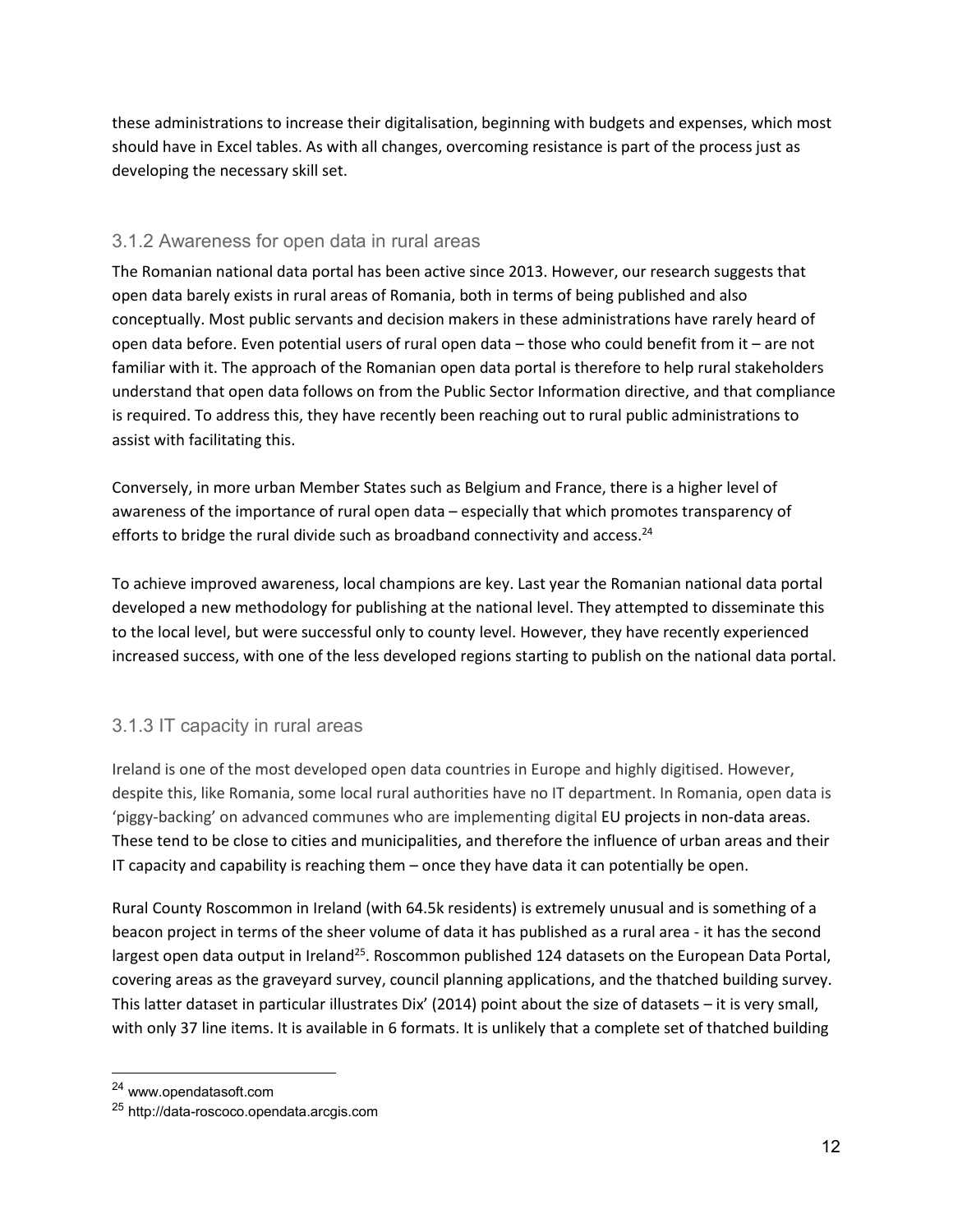these administrations to increase their digitalisation, beginning with budgets and expenses, which most should have in Excel tables. As with all changes, overcoming resistance is part of the process just as developing the necessary skill set.

### 3.1.2 Awareness for open data in rural areas

The Romanian national data portal has been active since 2013. However, our research suggests that open data barely exists in rural areas of Romania, both in terms of being published and also conceptually. Most public servants and decision makers in these administrations have rarely heard of open data before. Even potential users of rural open data – those who could benefit from it – are not familiar with it. The approach of the Romanian open data portal is therefore to help rural stakeholders understand that open data follows on from the Public Sector Information directive, and that compliance is required. To address this, they have recently been reaching out to rural public administrations to assist with facilitating this.

Conversely, in more urban Member States such as Belgium and France, there is a higher level of awareness of the importance of rural open data – especially that which promotes transparency of efforts to bridge the rural divide such as broadband connectivity and access.[24]

To achieve improved awareness, local champions are key. Last year the Romanian national data portal developed a new methodology for publishing at the national level. They attempted to disseminate this to the local level, but were successful only to county level. However, they have recently experienced increased success, with one of the less developed regions starting to publish on the national data portal.

### 3.1.3 IT capacity in rural areas

Ireland is one of the most developed open data countries in Europe and highly digitised. However, despite this, like Romania, some local rural authorities have no IT department. In Romania, open data is 'piggy-backing' on advanced communes who are implementing digital EU projects in non-data areas. These tend to be close to cities and municipalities, and therefore the influence of urban areas and their IT capacity and capability is reaching them – once they have data it can potentially be open.

Rural County Roscommon in Ireland (with 64.5k residents) is extremely unusual and is something of a beacon project in terms of the sheer volume of data it has published as a rural area - it has the second largest open data output in Ireland[25]. Roscommon published 124 datasets on the European Data Portal, covering areas as the graveyard survey, council planning applications, and the thatched building survey. This latter dataset in particular illustrates Dix' (2014) point about the size of datasets – it is very small, with only 37 line items. It is available in 6 formats. It is unlikely that a complete set of thatched building

[24] www.opendatasoft.com

[25] http://data-roscoco.opendata.arcgis.com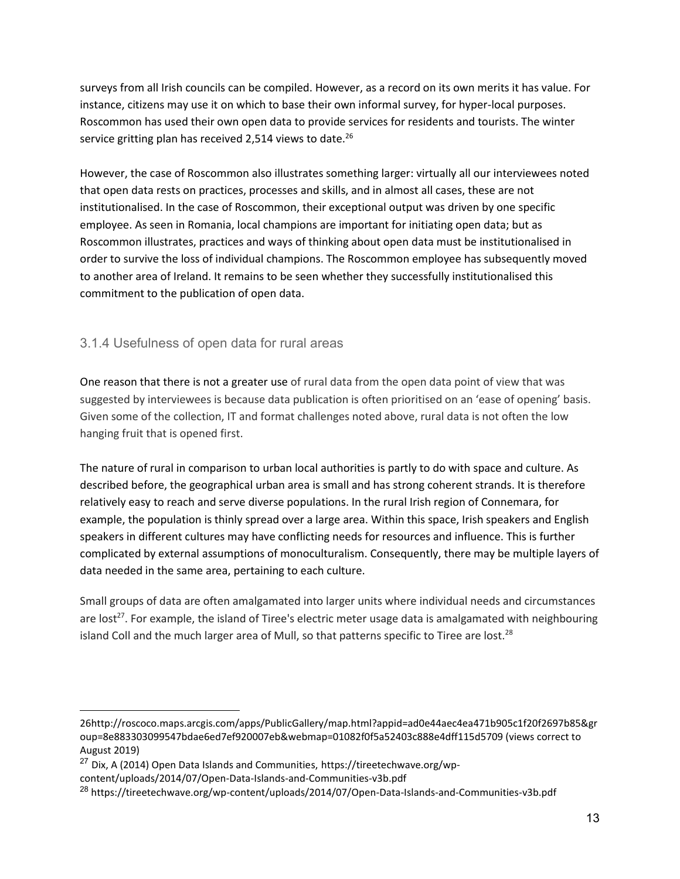surveys from all Irish councils can be compiled. However, as a record on its own merits it has value. For instance, citizens may use it on which to base their own informal survey, for hyper-local purposes. Roscommon has used their own open data to provide services for residents and tourists. The winter service gritting plan has received 2,514 views to date.[26]

However, the case of Roscommon also illustrates something larger: virtually all our interviewees noted that open data rests on practices, processes and skills, and in almost all cases, these are not institutionalised. In the case of Roscommon, their exceptional output was driven by one specific employee. As seen in Romania, local champions are important for initiating open data; but as Roscommon illustrates, practices and ways of thinking about open data must be institutionalised in order to survive the loss of individual champions. The Roscommon employee has subsequently moved to another area of Ireland. It remains to be seen whether they successfully institutionalised this commitment to the publication of open data.

### 3.1.4 Usefulness of open data for rural areas

One reason that there is not a greater use of rural data from the open data point of view that was suggested by interviewees is because data publication is often prioritised on an 'ease of opening' basis. Given some of the collection, IT and format challenges noted above, rural data is not often the low hanging fruit that is opened first.

The nature of rural in comparison to urban local authorities is partly to do with space and culture. As described before, the geographical urban area is small and has strong coherent strands. It is therefore relatively easy to reach and serve diverse populations. In the rural Irish region of Connemara, for example, the population is thinly spread over a large area. Within this space, Irish speakers and English speakers in different cultures may have conflicting needs for resources and influence. This is further complicated by external assumptions of monoculturalism. Consequently, there may be multiple layers of data needed in the same area, pertaining to each culture.

Small groups of data are often amalgamated into larger units where individual needs and circumstances are lost[27]. For example, the island of Tiree's electric meter usage data is amalgamated with neighbouring island Coll and the much larger area of Mull, so that patterns specific to Tiree are lost.[28]

---

26http://roscoco.maps.arcgis.com/apps/PublicGallery/map.html?appid=ad0e44aec4ea471b905c1f20f2697b85&group=8e883303099547bdae6ed7ef920007eb&webmap=01082f0f5a52403c888e4dff115d5709 (views correct to August 2019)

[27] Dix, A (2014) Open Data Islands and Communities, https://tireetechwave.org/wp-content/uploads/2014/07/Open-Data-Islands-and-Communities-v3b.pdf

[28] https://tireetechwave.org/wp-content/uploads/2014/07/Open-Data-Islands-and-Communities-v3b.pdf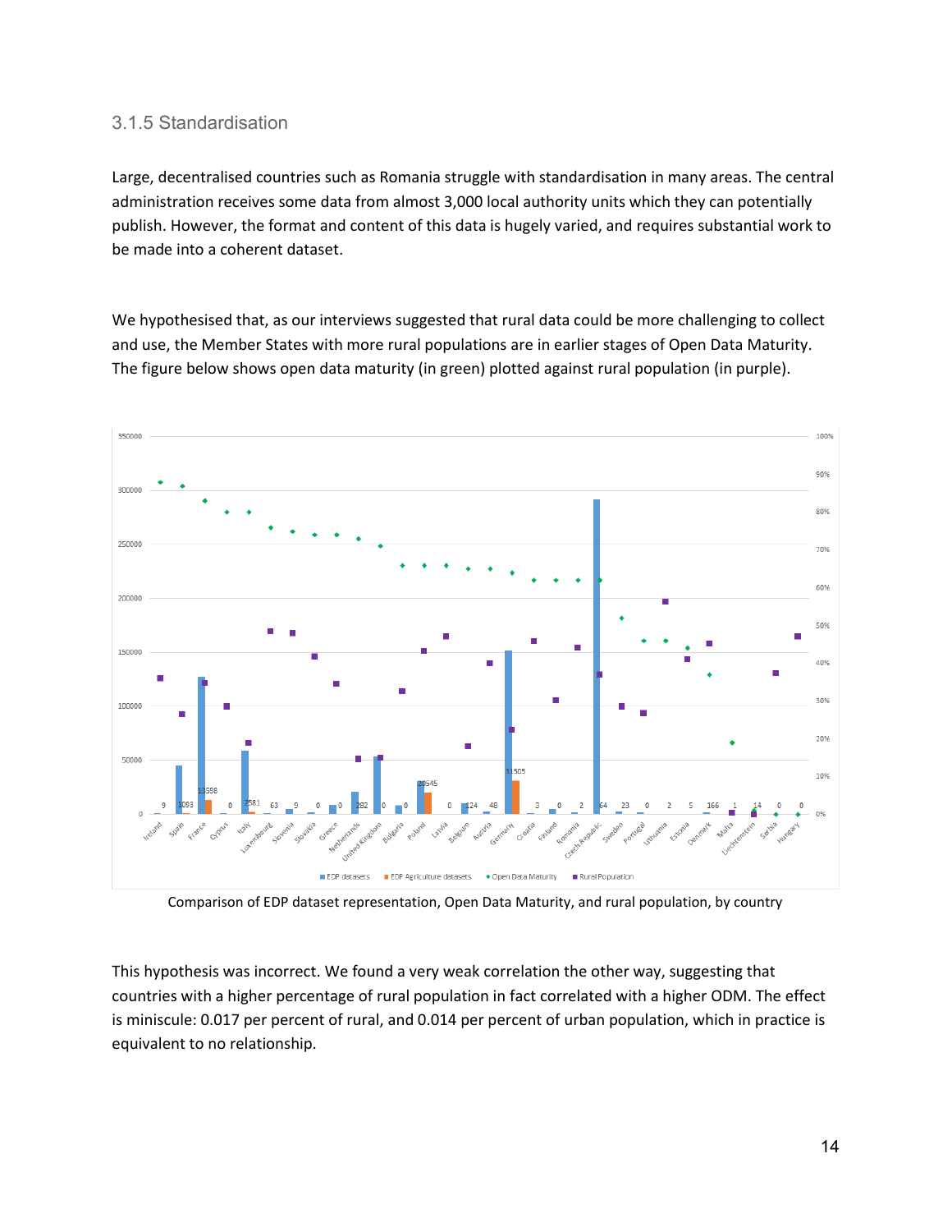### 3.1.5 Standardisation

Large, decentralised countries such as Romania struggle with standardisation in many areas. The central administration receives some data from almost 3,000 local authority units which they can potentially publish. However, the format and content of this data is hugely varied, and requires substantial work to be made into a coherent dataset.

We hypothesised that, as our interviews suggested that rural data could be more challenging to collect and use, the Member States with more rural populations are in earlier stages of Open Data Maturity. The figure below shows open data maturity (in green) plotted against rural population (in purple).

Comparison of EDP dataset representation, Open Data Maturity, and rural population, by country

This hypothesis was incorrect. We found a very weak correlation the other way, suggesting that countries with a higher percentage of rural population in fact correlated with a higher ODM. The effect is miniscule: 0.017 per percent of rural, and 0.014 per percent of urban population, which in practice is equivalent to no relationship.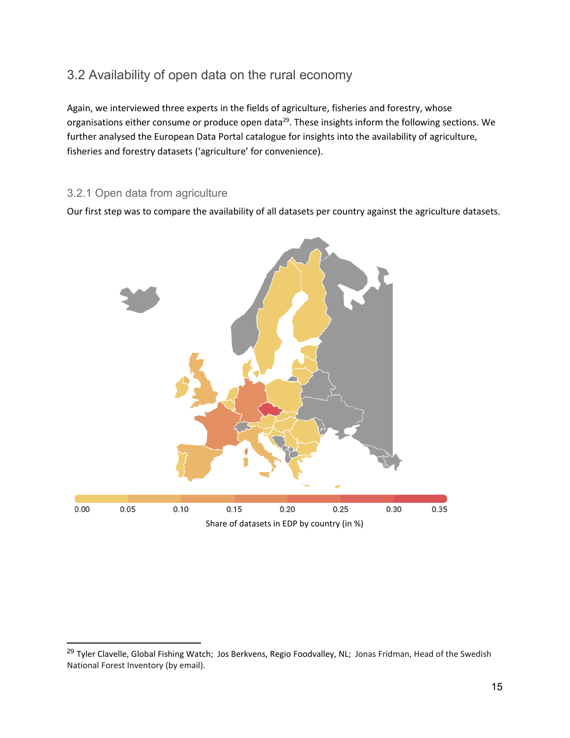## 3.2 Availability of open data on the rural economy

Again, we interviewed three experts in the fields of agriculture, fisheries and forestry, whose organisations either consume or produce open data[29]. These insights inform the following sections. We further analysed the European Data Portal catalogue for insights into the availability of agriculture, fisheries and forestry datasets ('agriculture' for convenience).

### 3.2.1 Open data from agriculture

Our first step was to compare the availability of all datasets per country against the agriculture datasets.

0.00 0.05 0.10 0.15 0.20 0.25 0.30 0.35

Share of datasets in EDP by country (in %)

---

[29] Tyler Clavelle, Global Fishing Watch; Jos Berkvens, Regio Foodvalley, NL; Jonas Fridman, Head of the Swedish National Forest Inventory (by email).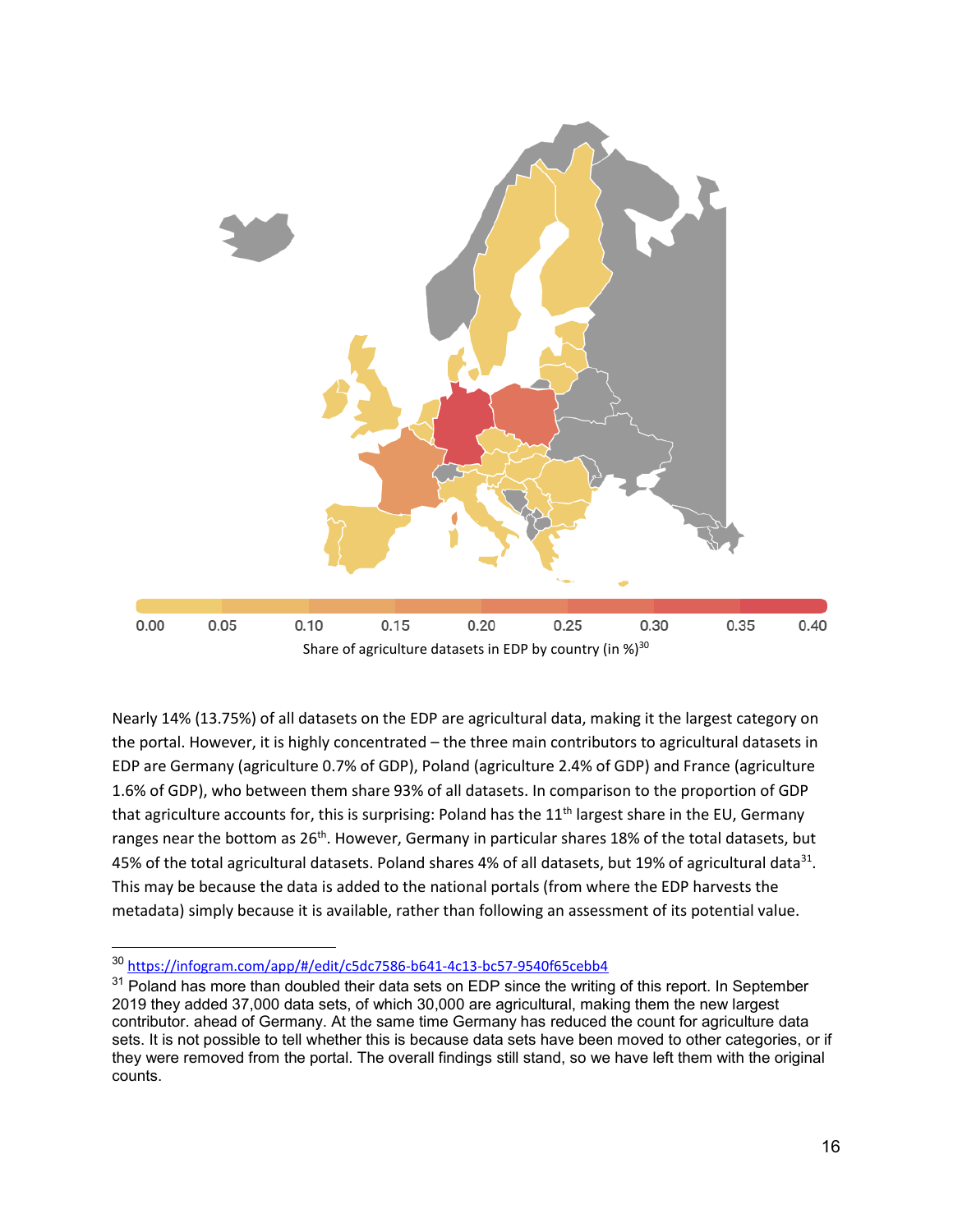0.00 0.05 0.10 0.15 0.20 0.25 0.30 0.35 0.40

Share of agriculture datasets in EDP by country (in %)[30]

Nearly 14% (13.75%) of all datasets on the EDP are agricultural data, making it the largest category on the portal. However, it is highly concentrated – the three main contributors to agricultural datasets in EDP are Germany (agriculture 0.7% of GDP), Poland (agriculture 2.4% of GDP) and France (agriculture 1.6% of GDP), who between them share 93% of all datasets. In comparison to the proportion of GDP that agriculture accounts for, this is surprising: Poland has the 11th largest share in the EU, Germany ranges near the bottom as 26th. However, Germany in particular shares 18% of the total datasets, but 45% of the total agricultural datasets. Poland shares 4% of all datasets, but 19% of agricultural data[31]. This may be because the data is added to the national portals (from where the EDP harvests the metadata) simply because it is available, rather than following an assessment of its potential value.

---

[30] https://infogram.com/app/#/edit/c5dc7586-b641-4c13-bc57-9540f65cebb4

[31] Poland has more than doubled their data sets on EDP since the writing of this report. In September 2019 they added 37,000 data sets, of which 30,000 are agricultural, making them the new largest contributor. ahead of Germany. At the same time Germany has reduced the count for agriculture data sets. It is not possible to tell whether this is because data sets have been moved to other categories, or if they were removed from the portal. The overall findings still stand, so we have left them with the original counts.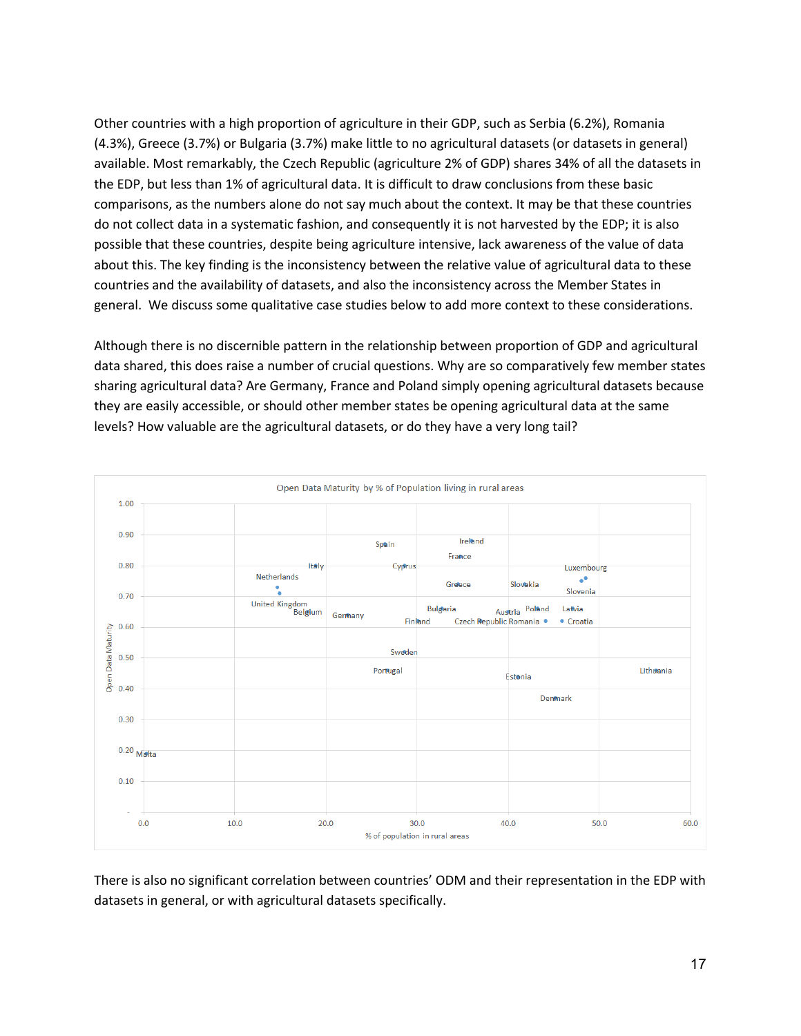Other countries with a high proportion of agriculture in their GDP, such as Serbia (6.2%), Romania (4.3%), Greece (3.7%) or Bulgaria (3.7%) make little to no agricultural datasets (or datasets in general) available. Most remarkably, the Czech Republic (agriculture 2% of GDP) shares 34% of all the datasets in the EDP, but less than 1% of agricultural data. It is difficult to draw conclusions from these basic comparisons, as the numbers alone do not say much about the context. It may be that these countries do not collect data in a systematic fashion, and consequently it is not harvested by the EDP; it is also possible that these countries, despite being agriculture intensive, lack awareness of the value of data about this. The key finding is the inconsistency between the relative value of agricultural data to these countries and the availability of datasets, and also the inconsistency across the Member States in general. We discuss some qualitative case studies below to add more context to these considerations.

Although there is no discernible pattern in the relationship between proportion of GDP and agricultural data shared, this does raise a number of crucial questions. Why are so comparatively few member states sharing agricultural data? Are Germany, France and Poland simply opening agricultural datasets because they are easily accessible, or should other member states be opening agricultural data at the same levels? How valuable are the agricultural datasets, or do they have a very long tail?

Open Data Maturity by % of Population living in rural areas

There is also no significant correlation between countries' ODM and their representation in the EDP with datasets in general, or with agricultural datasets specifically.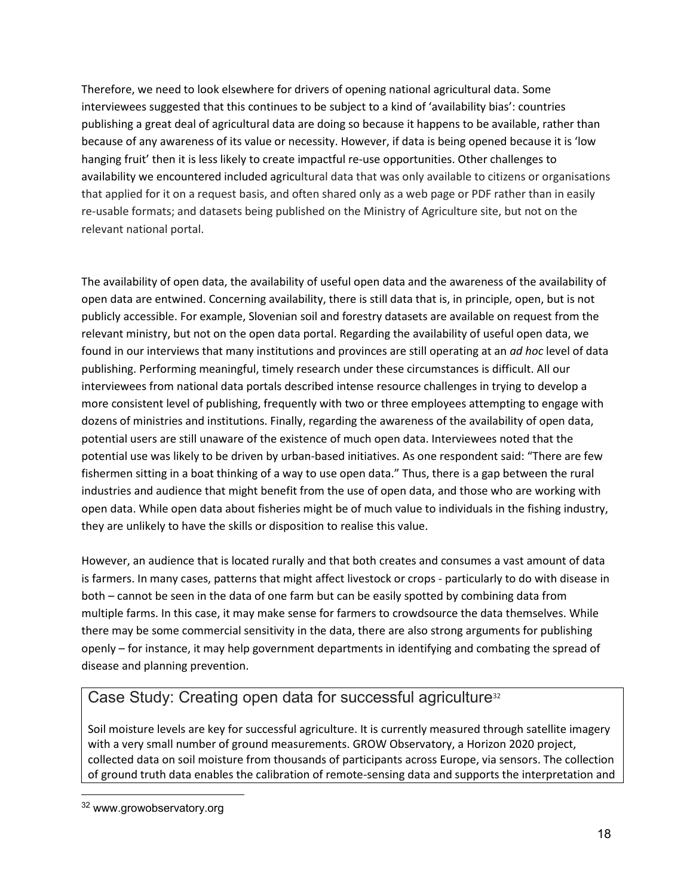Therefore, we need to look elsewhere for drivers of opening national agricultural data. Some interviewees suggested that this continues to be subject to a kind of 'availability bias': countries publishing a great deal of agricultural data are doing so because it happens to be available, rather than because of any awareness of its value or necessity. However, if data is being opened because it is 'low hanging fruit' then it is less likely to create impactful re-use opportunities. Other challenges to availability we encountered included agricultural data that was only available to citizens or organisations that applied for it on a request basis, and often shared only as a web page or PDF rather than in easily re-usable formats; and datasets being published on the Ministry of Agriculture site, but not on the relevant national portal.

The availability of open data, the availability of useful open data and the awareness of the availability of open data are entwined. Concerning availability, there is still data that is, in principle, open, but is not publicly accessible. For example, Slovenian soil and forestry datasets are available on request from the relevant ministry, but not on the open data portal. Regarding the availability of useful open data, we found in our interviews that many institutions and provinces are still operating at an *ad hoc* level of data publishing. Performing meaningful, timely research under these circumstances is difficult. All our interviewees from national data portals described intense resource challenges in trying to develop a more consistent level of publishing, frequently with two or three employees attempting to engage with dozens of ministries and institutions. Finally, regarding the awareness of the availability of open data, potential users are still unaware of the existence of much open data. Interviewees noted that the potential use was likely to be driven by urban-based initiatives. As one respondent said: "There are few fishermen sitting in a boat thinking of a way to use open data." Thus, there is a gap between the rural industries and audience that might benefit from the use of open data, and those who are working with open data. While open data about fisheries might be of much value to individuals in the fishing industry, they are unlikely to have the skills or disposition to realise this value.

However, an audience that is located rurally and that both creates and consumes a vast amount of data is farmers. In many cases, patterns that might affect livestock or crops - particularly to do with disease in both – cannot be seen in the data of one farm but can be easily spotted by combining data from multiple farms. In this case, it may make sense for farmers to crowdsource the data themselves. While there may be some commercial sensitivity in the data, there are also strong arguments for publishing openly – for instance, it may help government departments in identifying and combating the spread of disease and planning prevention.

## Case Study: Creating open data for successful agriculture[32]

Soil moisture levels are key for successful agriculture. It is currently measured through satellite imagery with a very small number of ground measurements. GROW Observatory, a Horizon 2020 project, collected data on soil moisture from thousands of participants across Europe, via sensors. The collection of ground truth data enables the calibration of remote-sensing data and supports the interpretation and

[32] www.growobservatory.org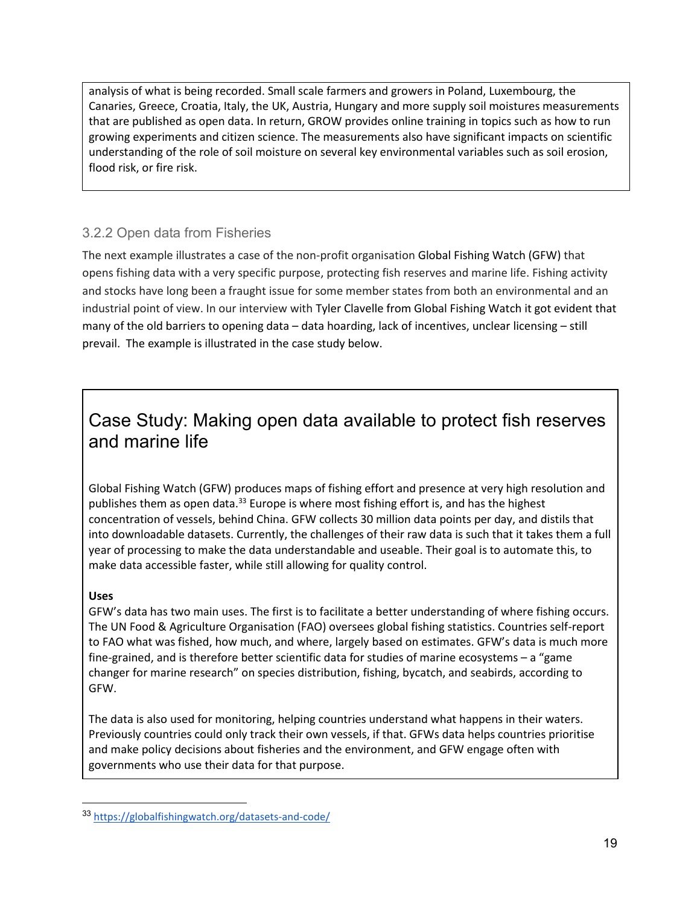analysis of what is being recorded. Small scale farmers and growers in Poland, Luxembourg, the Canaries, Greece, Croatia, Italy, the UK, Austria, Hungary and more supply soil moistures measurements that are published as open data. In return, GROW provides online training in topics such as how to run growing experiments and citizen science. The measurements also have significant impacts on scientific understanding of the role of soil moisture on several key environmental variables such as soil erosion, flood risk, or fire risk.

### 3.2.2 Open data from Fisheries

The next example illustrates a case of the non-profit organisation Global Fishing Watch (GFW) that opens fishing data with a very specific purpose, protecting fish reserves and marine life. Fishing activity and stocks have long been a fraught issue for some member states from both an environmental and an industrial point of view. In our interview with Tyler Clavelle from Global Fishing Watch it got evident that many of the old barriers to opening data – data hoarding, lack of incentives, unclear licensing – still prevail. The example is illustrated in the case study below.

## Case Study: Making open data available to protect fish reserves and marine life

Global Fishing Watch (GFW) produces maps of fishing effort and presence at very high resolution and publishes them as open data.[33] Europe is where most fishing effort is, and has the highest concentration of vessels, behind China. GFW collects 30 million data points per day, and distils that into downloadable datasets. Currently, the challenges of their raw data is such that it takes them a full year of processing to make the data understandable and useable. Their goal is to automate this, to make data accessible faster, while still allowing for quality control.

**Uses**

GFW's data has two main uses. The first is to facilitate a better understanding of where fishing occurs. The UN Food & Agriculture Organisation (FAO) oversees global fishing statistics. Countries self-report to FAO what was fished, how much, and where, largely based on estimates. GFW's data is much more fine-grained, and is therefore better scientific data for studies of marine ecosystems – a "game changer for marine research" on species distribution, fishing, bycatch, and seabirds, according to GFW.

The data is also used for monitoring, helping countries understand what happens in their waters. Previously countries could only track their own vessels, if that. GFWs data helps countries prioritise and make policy decisions about fisheries and the environment, and GFW engage often with governments who use their data for that purpose.

[33] https://globalfishingwatch.org/datasets-and-code/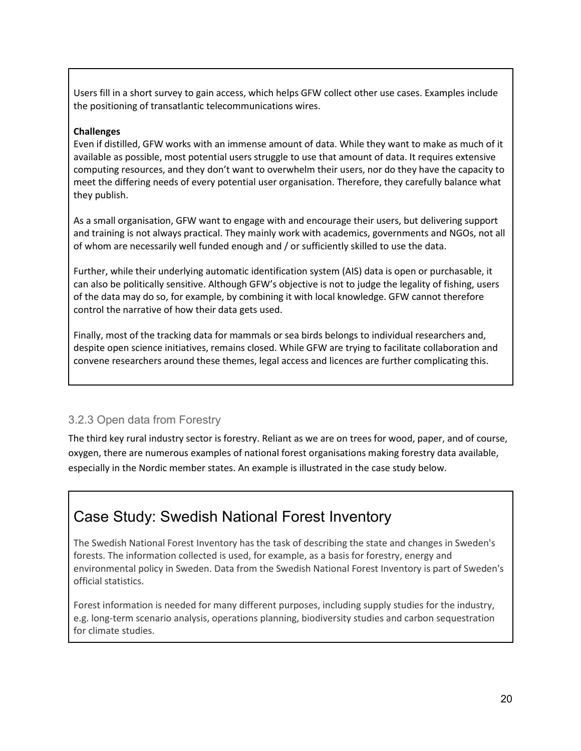Users fill in a short survey to gain access, which helps GFW collect other use cases. Examples include the positioning of transatlantic telecommunications wires.

**Challenges**

Even if distilled, GFW works with an immense amount of data. While they want to make as much of it available as possible, most potential users struggle to use that amount of data. It requires extensive computing resources, and they don't want to overwhelm their users, nor do they have the capacity to meet the differing needs of every potential user organisation. Therefore, they carefully balance what they publish.

As a small organisation, GFW want to engage with and encourage their users, but delivering support and training is not always practical. They mainly work with academics, governments and NGOs, not all of whom are necessarily well funded enough and / or sufficiently skilled to use the data.

Further, while their underlying automatic identification system (AIS) data is open or purchasable, it can also be politically sensitive. Although GFW's objective is not to judge the legality of fishing, users of the data may do so, for example, by combining it with local knowledge. GFW cannot therefore control the narrative of how their data gets used.

Finally, most of the tracking data for mammals or sea birds belongs to individual researchers and, despite open science initiatives, remains closed. While GFW are trying to facilitate collaboration and convene researchers around these themes, legal access and licences are further complicating this.

### 3.2.3 Open data from Forestry

The third key rural industry sector is forestry. Reliant as we are on trees for wood, paper, and of course, oxygen, there are numerous examples of national forest organisations making forestry data available, especially in the Nordic member states. An example is illustrated in the case study below.

## Case Study: Swedish National Forest Inventory

The Swedish National Forest Inventory has the task of describing the state and changes in Sweden's forests. The information collected is used, for example, as a basis for forestry, energy and environmental policy in Sweden. Data from the Swedish National Forest Inventory is part of Sweden's official statistics.

Forest information is needed for many different purposes, including supply studies for the industry, e.g. long-term scenario analysis, operations planning, biodiversity studies and carbon sequestration for climate studies.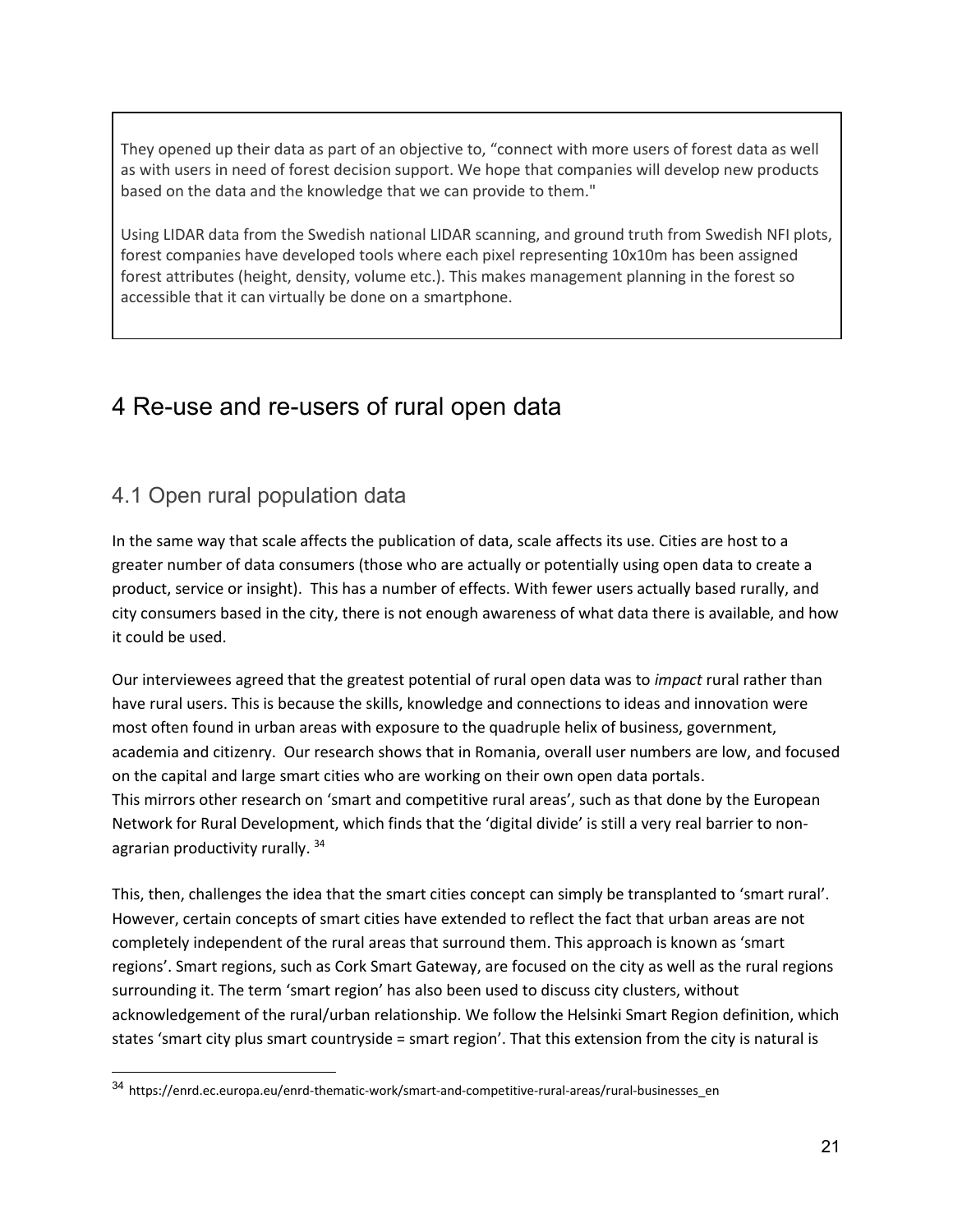They opened up their data as part of an objective to, "connect with more users of forest data as well as with users in need of forest decision support. We hope that companies will develop new products based on the data and the knowledge that we can provide to them."

Using LIDAR data from the Swedish national LIDAR scanning, and ground truth from Swedish NFI plots, forest companies have developed tools where each pixel representing 10x10m has been assigned forest attributes (height, density, volume etc.). This makes management planning in the forest so accessible that it can virtually be done on a smartphone.

# 4 Re-use and re-users of rural open data

## 4.1 Open rural population data

In the same way that scale affects the publication of data, scale affects its use. Cities are host to a greater number of data consumers (those who are actually or potentially using open data to create a product, service or insight). This has a number of effects. With fewer users actually based rurally, and city consumers based in the city, there is not enough awareness of what data there is available, and how it could be used.

Our interviewees agreed that the greatest potential of rural open data was to *impact* rural rather than have rural users. This is because the skills, knowledge and connections to ideas and innovation were most often found in urban areas with exposure to the quadruple helix of business, government, academia and citizenry. Our research shows that in Romania, overall user numbers are low, and focused on the capital and large smart cities who are working on their own open data portals.
This mirrors other research on 'smart and competitive rural areas', such as that done by the European Network for Rural Development, which finds that the 'digital divide' is still a very real barrier to non-agrarian productivity rurally. [34]

This, then, challenges the idea that the smart cities concept can simply be transplanted to 'smart rural'. However, certain concepts of smart cities have extended to reflect the fact that urban areas are not completely independent of the rural areas that surround them. This approach is known as 'smart regions'. Smart regions, such as Cork Smart Gateway, are focused on the city as well as the rural regions surrounding it. The term 'smart region' has also been used to discuss city clusters, without acknowledgement of the rural/urban relationship. We follow the Helsinki Smart Region definition, which states 'smart city plus smart countryside = smart region'. That this extension from the city is natural is

[34] https://enrd.ec.europa.eu/enrd-thematic-work/smart-and-competitive-rural-areas/rural-businesses_en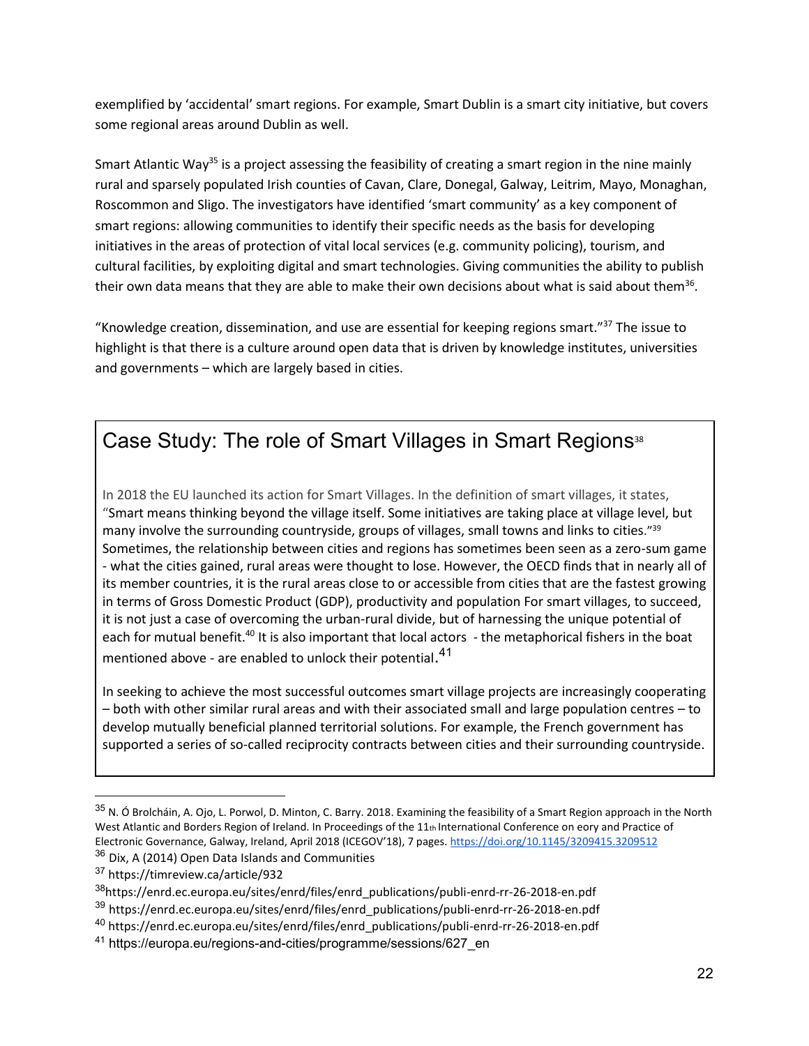exemplified by 'accidental' smart regions. For example, Smart Dublin is a smart city initiative, but covers some regional areas around Dublin as well.

Smart Atlantic Way[35] is a project assessing the feasibility of creating a smart region in the nine mainly rural and sparsely populated Irish counties of Cavan, Clare, Donegal, Galway, Leitrim, Mayo, Monaghan, Roscommon and Sligo. The investigators have identified 'smart community' as a key component of smart regions: allowing communities to identify their specific needs as the basis for developing initiatives in the areas of protection of vital local services (e.g. community policing), tourism, and cultural facilities, by exploiting digital and smart technologies. Giving communities the ability to publish their own data means that they are able to make their own decisions about what is said about them[36].

"Knowledge creation, dissemination, and use are essential for keeping regions smart."[37] The issue to highlight is that there is a culture around open data that is driven by knowledge institutes, universities and governments – which are largely based in cities.

## Case Study: The role of Smart Villages in Smart Regions[38]

In 2018 the EU launched its action for Smart Villages. In the definition of smart villages, it states, "Smart means thinking beyond the village itself. Some initiatives are taking place at village level, but many involve the surrounding countryside, groups of villages, small towns and links to cities."[39] Sometimes, the relationship between cities and regions has sometimes been seen as a zero-sum game - what the cities gained, rural areas were thought to lose. However, the OECD finds that in nearly all of its member countries, it is the rural areas close to or accessible from cities that are the fastest growing in terms of Gross Domestic Product (GDP), productivity and population For smart villages, to succeed, it is not just a case of overcoming the urban-rural divide, but of harnessing the unique potential of each for mutual benefit.[40] It is also important that local actors - the metaphorical fishers in the boat mentioned above - are enabled to unlock their potential.[41]

In seeking to achieve the most successful outcomes smart village projects are increasingly cooperating – both with other similar rural areas and with their associated small and large population centres – to develop mutually beneficial planned territorial solutions. For example, the French government has supported a series of so-called reciprocity contracts between cities and their surrounding countryside.

---

[35] N. Ó Brolcháin, A. Ojo, L. Porwol, D. Minton, C. Barry. 2018. Examining the feasibility of a Smart Region approach in the North West Atlantic and Borders Region of Ireland. In Proceedings of the 11th International Conference on eory and Practice of Electronic Governance, Galway, Ireland, April 2018 (ICEGOV'18), 7 pages. https://doi.org/10.1145/3209415.3209512

[36] Dix, A (2014) Open Data Islands and Communities

[37] https://timreview.ca/article/932

[38] https://enrd.ec.europa.eu/sites/enrd/files/enrd_publications/publi-enrd-rr-26-2018-en.pdf

[39] https://enrd.ec.europa.eu/sites/enrd/files/enrd_publications/publi-enrd-rr-26-2018-en.pdf

[40] https://enrd.ec.europa.eu/sites/enrd/files/enrd_publications/publi-enrd-rr-26-2018-en.pdf

[41] https://europa.eu/regions-and-cities/programme/sessions/627_en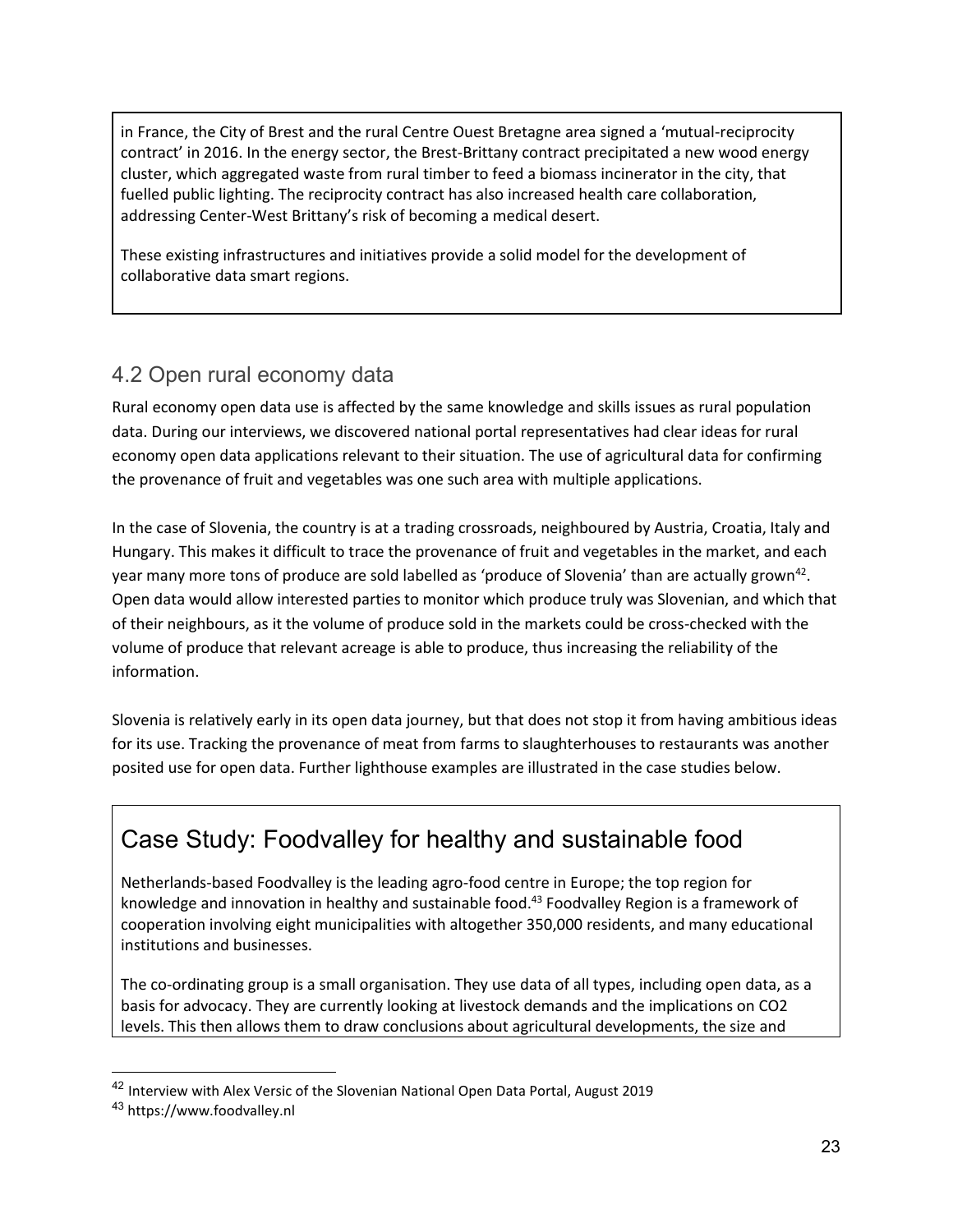in France, the City of Brest and the rural Centre Ouest Bretagne area signed a 'mutual-reciprocity contract' in 2016. In the energy sector, the Brest-Brittany contract precipitated a new wood energy cluster, which aggregated waste from rural timber to feed a biomass incinerator in the city, that fuelled public lighting. The reciprocity contract has also increased health care collaboration, addressing Center-West Brittany's risk of becoming a medical desert.

These existing infrastructures and initiatives provide a solid model for the development of collaborative data smart regions.

## 4.2 Open rural economy data

Rural economy open data use is affected by the same knowledge and skills issues as rural population data. During our interviews, we discovered national portal representatives had clear ideas for rural economy open data applications relevant to their situation. The use of agricultural data for confirming the provenance of fruit and vegetables was one such area with multiple applications.

In the case of Slovenia, the country is at a trading crossroads, neighboured by Austria, Croatia, Italy and Hungary. This makes it difficult to trace the provenance of fruit and vegetables in the market, and each year many more tons of produce are sold labelled as 'produce of Slovenia' than are actually grown[42]. Open data would allow interested parties to monitor which produce truly was Slovenian, and which that of their neighbours, as it the volume of produce sold in the markets could be cross-checked with the volume of produce that relevant acreage is able to produce, thus increasing the reliability of the information.

Slovenia is relatively early in its open data journey, but that does not stop it from having ambitious ideas for its use. Tracking the provenance of meat from farms to slaughterhouses to restaurants was another posited use for open data. Further lighthouse examples are illustrated in the case studies below.

## Case Study: Foodvalley for healthy and sustainable food

Netherlands-based Foodvalley is the leading agro-food centre in Europe; the top region for knowledge and innovation in healthy and sustainable food.[43] Foodvalley Region is a framework of cooperation involving eight municipalities with altogether 350,000 residents, and many educational institutions and businesses.

The co-ordinating group is a small organisation. They use data of all types, including open data, as a basis for advocacy. They are currently looking at livestock demands and the implications on $CO_2$ levels. This then allows them to draw conclusions about agricultural developments, the size and

---

[42] Interview with Alex Versic of the Slovenian National Open Data Portal, August 2019

[43] https://www.foodvalley.nl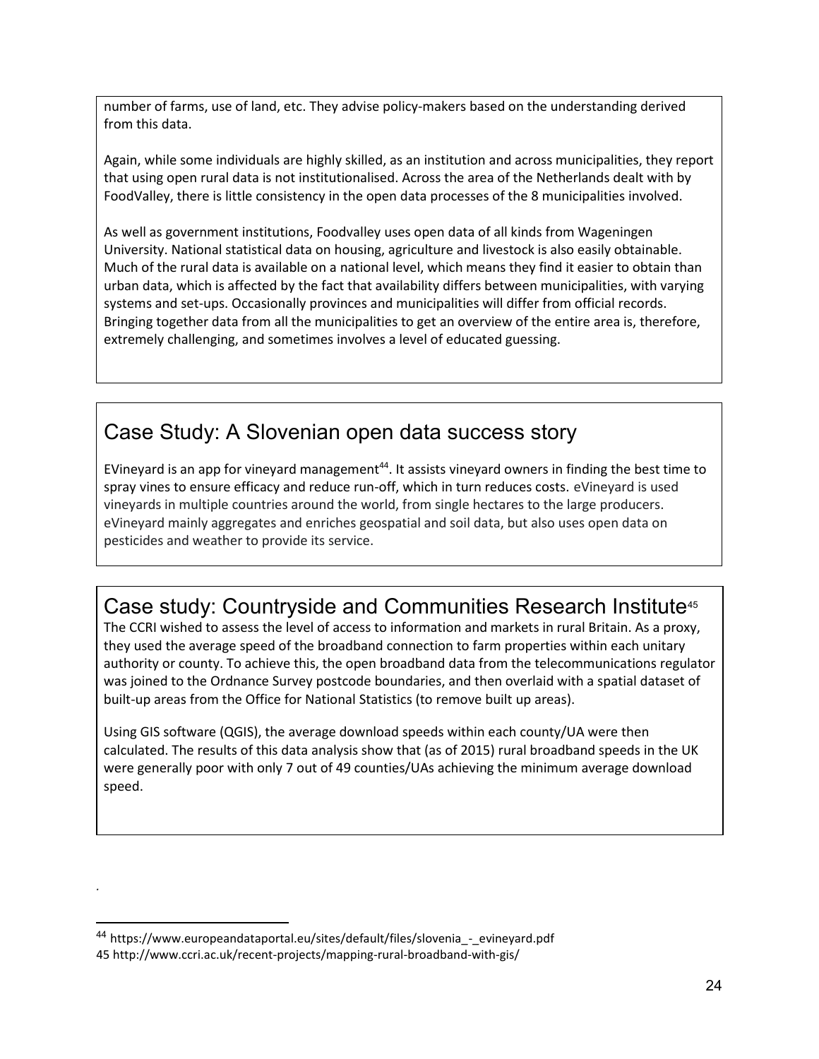number of farms, use of land, etc. They advise policy-makers based on the understanding derived from this data.

Again, while some individuals are highly skilled, as an institution and across municipalities, they report that using open rural data is not institutionalised. Across the area of the Netherlands dealt with by FoodValley, there is little consistency in the open data processes of the 8 municipalities involved.

As well as government institutions, Foodvalley uses open data of all kinds from Wageningen University. National statistical data on housing, agriculture and livestock is also easily obtainable. Much of the rural data is available on a national level, which means they find it easier to obtain than urban data, which is affected by the fact that availability differs between municipalities, with varying systems and set-ups. Occasionally provinces and municipalities will differ from official records. Bringing together data from all the municipalities to get an overview of the entire area is, therefore, extremely challenging, and sometimes involves a level of educated guessing.

## Case Study: A Slovenian open data success story

EVineyard is an app for vineyard management[44]. It assists vineyard owners in finding the best time to spray vines to ensure efficacy and reduce run-off, which in turn reduces costs. eVineyard is used vineyards in multiple countries around the world, from single hectares to the large producers. eVineyard mainly aggregates and enriches geospatial and soil data, but also uses open data on pesticides and weather to provide its service.

## Case study: Countryside and Communities Research Institute[45]

The CCRI wished to assess the level of access to information and markets in rural Britain. As a proxy, they used the average speed of the broadband connection to farm properties within each unitary authority or county. To achieve this, the open broadband data from the telecommunications regulator was joined to the Ordnance Survey postcode boundaries, and then overlaid with a spatial dataset of built-up areas from the Office for National Statistics (to remove built up areas).

Using GIS software (QGIS), the average download speeds within each county/UA were then calculated. The results of this data analysis show that (as of 2015) rural broadband speeds in the UK were generally poor with only 7 out of 49 counties/UAs achieving the minimum average download speed.

---

[44] https://www.europeandataportal.eu/sites/default/files/slovenia_-_evineyard.pdf

45 http://www.ccri.ac.uk/recent-projects/mapping-rural-broadband-with-gis/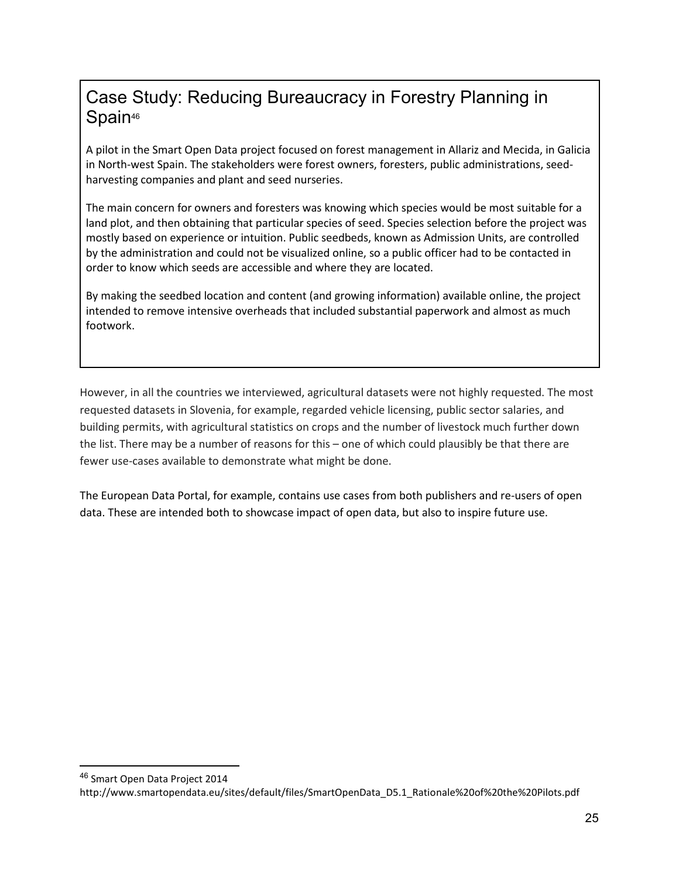## Case Study: Reducing Bureaucracy in Forestry Planning in Spain[46]

A pilot in the Smart Open Data project focused on forest management in Allariz and Mecida, in Galicia in North-west Spain. The stakeholders were forest owners, foresters, public administrations, seed-harvesting companies and plant and seed nurseries.

The main concern for owners and foresters was knowing which species would be most suitable for a land plot, and then obtaining that particular species of seed. Species selection before the project was mostly based on experience or intuition. Public seedbeds, known as Admission Units, are controlled by the administration and could not be visualized online, so a public officer had to be contacted in order to know which seeds are accessible and where they are located.

By making the seedbed location and content (and growing information) available online, the project intended to remove intensive overheads that included substantial paperwork and almost as much footwork.

However, in all the countries we interviewed, agricultural datasets were not highly requested. The most requested datasets in Slovenia, for example, regarded vehicle licensing, public sector salaries, and building permits, with agricultural statistics on crops and the number of livestock much further down the list. There may be a number of reasons for this – one of which could plausibly be that there are fewer use-cases available to demonstrate what might be done.

The European Data Portal, for example, contains use cases from both publishers and re-users of open data. These are intended both to showcase impact of open data, but also to inspire future use.

---

[46] Smart Open Data Project 2014 http://www.smartopendata.eu/sites/default/files/SmartOpenData_D5.1_Rationale%20of%20the%20Pilots.pdf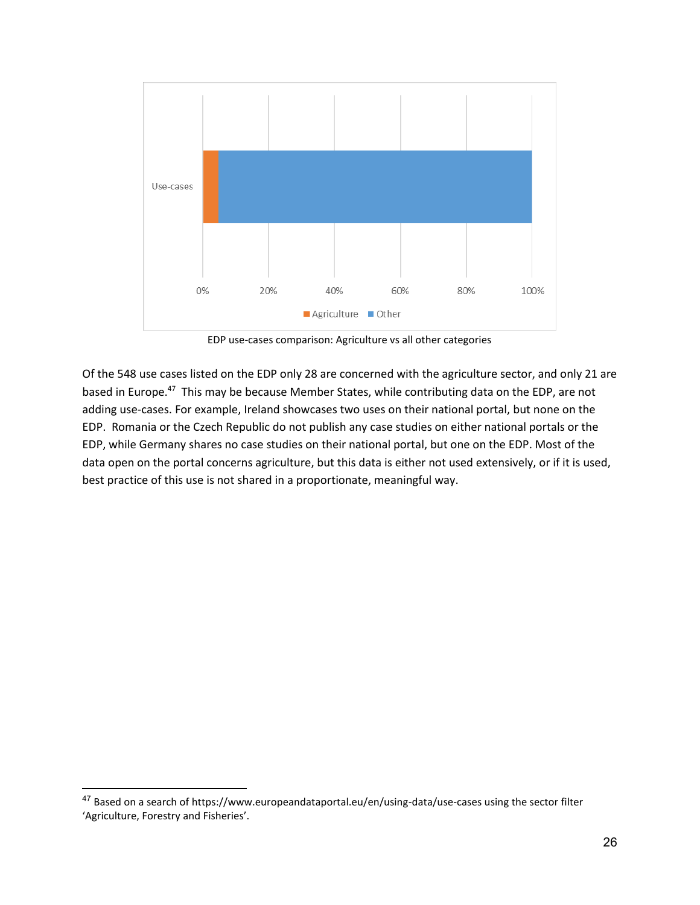EDP use-cases comparison: Agriculture vs all other categories

Of the 548 use cases listed on the EDP only 28 are concerned with the agriculture sector, and only 21 are based in Europe.[47] This may be because Member States, while contributing data on the EDP, are not adding use-cases. For example, Ireland showcases two uses on their national portal, but none on the EDP. Romania or the Czech Republic do not publish any case studies on either national portals or the EDP, while Germany shares no case studies on their national portal, but one on the EDP. Most of the data open on the portal concerns agriculture, but this data is either not used extensively, or if it is used, best practice of this use is not shared in a proportionate, meaningful way.

[47] Based on a search of https://www.europeandataportal.eu/en/using-data/use-cases using the sector filter 'Agriculture, Forestry and Fisheries'.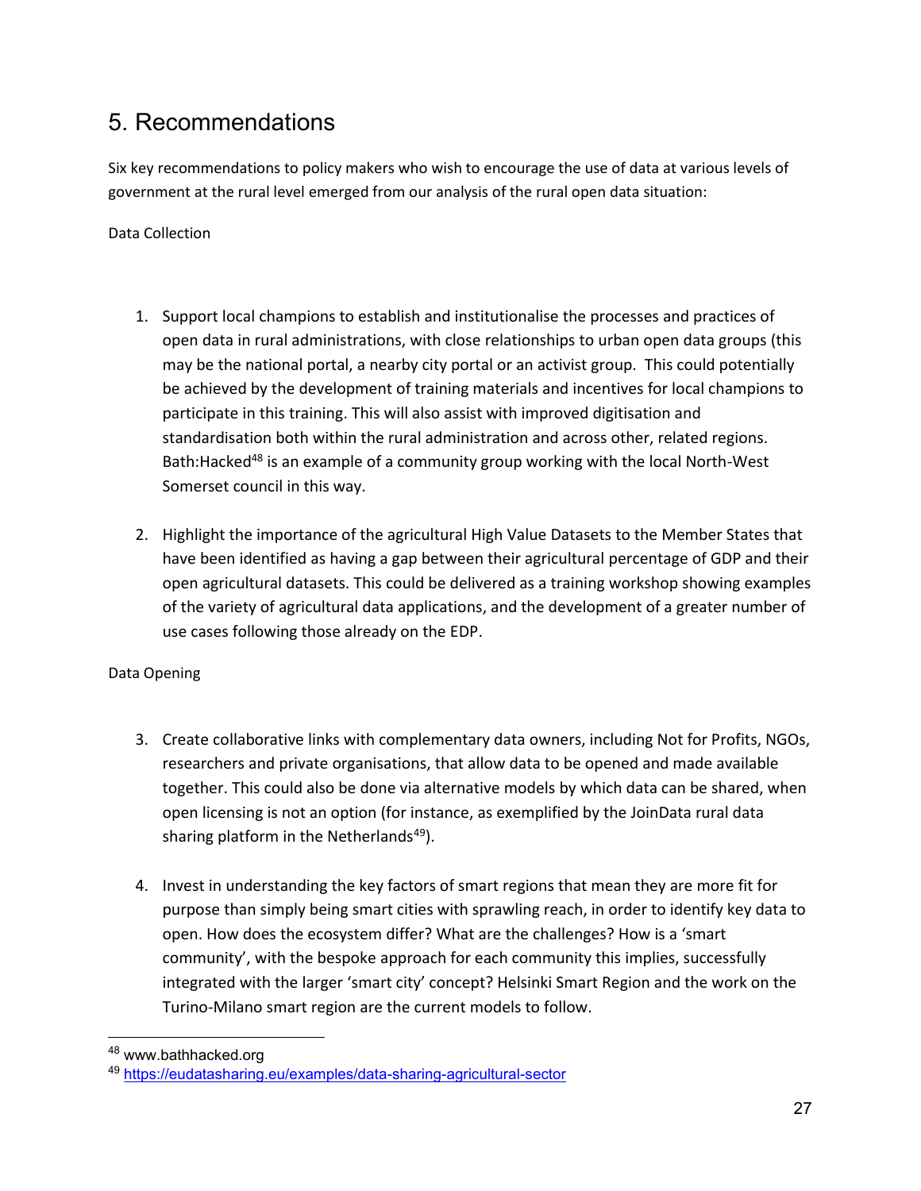# 5. Recommendations

Six key recommendations to policy makers who wish to encourage the use of data at various levels of government at the rural level emerged from our analysis of the rural open data situation:

Data Collection

1. Support local champions to establish and institutionalise the processes and practices of open data in rural administrations, with close relationships to urban open data groups (this may be the national portal, a nearby city portal or an activist group. This could potentially be achieved by the development of training materials and incentives for local champions to participate in this training. This will also assist with improved digitisation and standardisation both within the rural administration and across other, related regions. Bath:Hacked[48] is an example of a community group working with the local North-West Somerset council in this way.

2. Highlight the importance of the agricultural High Value Datasets to the Member States that have been identified as having a gap between their agricultural percentage of GDP and their open agricultural datasets. This could be delivered as a training workshop showing examples of the variety of agricultural data applications, and the development of a greater number of use cases following those already on the EDP.

Data Opening

3. Create collaborative links with complementary data owners, including Not for Profits, NGOs, researchers and private organisations, that allow data to be opened and made available together. This could also be done via alternative models by which data can be shared, when open licensing is not an option (for instance, as exemplified by the JoinData rural data sharing platform in the Netherlands[49]).

4. Invest in understanding the key factors of smart regions that mean they are more fit for purpose than simply being smart cities with sprawling reach, in order to identify key data to open. How does the ecosystem differ? What are the challenges? How is a 'smart community', with the bespoke approach for each community this implies, successfully integrated with the larger 'smart city' concept? Helsinki Smart Region and the work on the Turino-Milano smart region are the current models to follow.

---

[48] www.bathhacked.org

[49] https://eudatasharing.eu/examples/data-sharing-agricultural-sector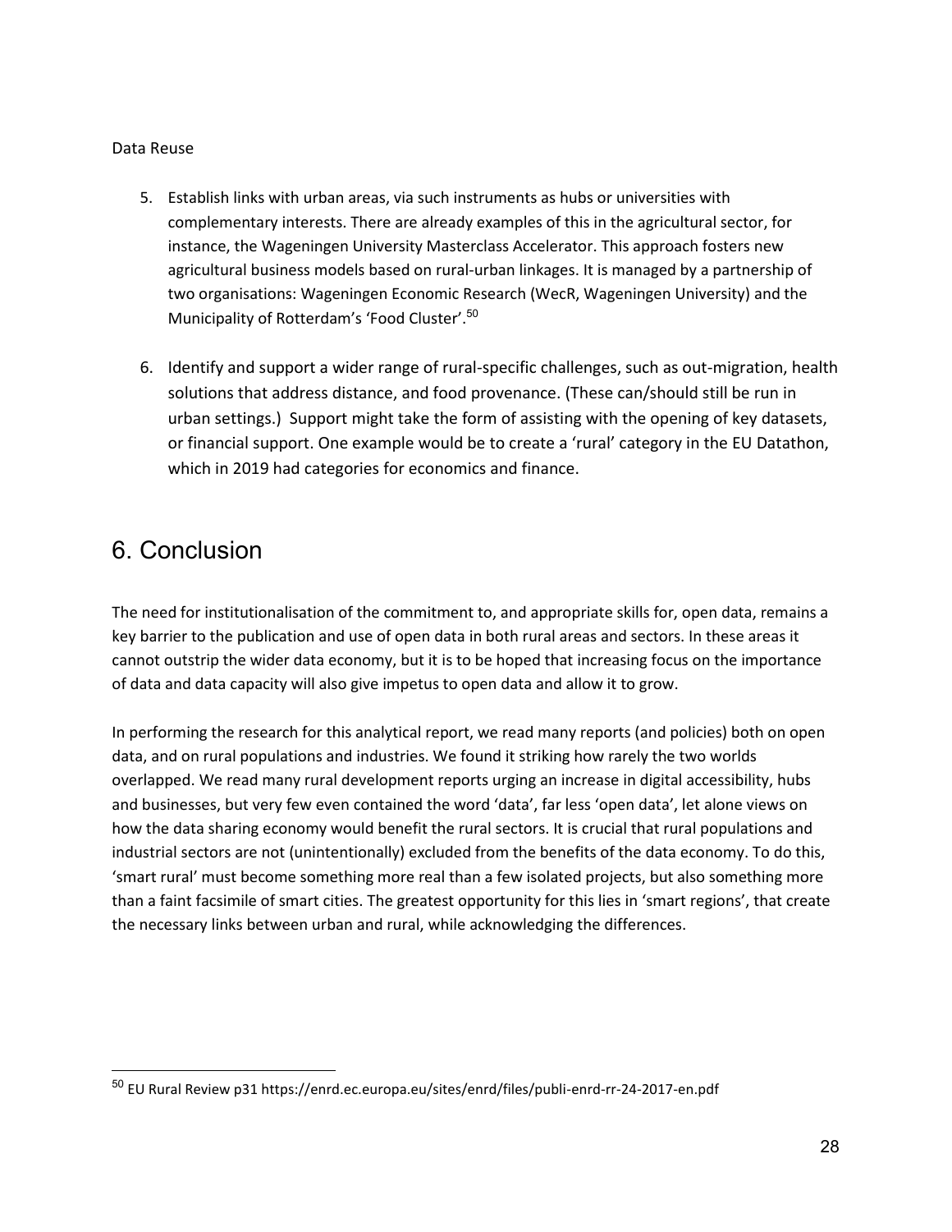Data Reuse

5. Establish links with urban areas, via such instruments as hubs or universities with complementary interests. There are already examples of this in the agricultural sector, for instance, the Wageningen University Masterclass Accelerator. This approach fosters new agricultural business models based on rural-urban linkages. It is managed by a partnership of two organisations: Wageningen Economic Research (WecR, Wageningen University) and the Municipality of Rotterdam's 'Food Cluster'.[50]

6. Identify and support a wider range of rural-specific challenges, such as out-migration, health solutions that address distance, and food provenance. (These can/should still be run in urban settings.) Support might take the form of assisting with the opening of key datasets, or financial support. One example would be to create a 'rural' category in the EU Datathon, which in 2019 had categories for economics and finance.

# 6. Conclusion

The need for institutionalisation of the commitment to, and appropriate skills for, open data, remains a key barrier to the publication and use of open data in both rural areas and sectors. In these areas it cannot outstrip the wider data economy, but it is to be hoped that increasing focus on the importance of data and data capacity will also give impetus to open data and allow it to grow.

In performing the research for this analytical report, we read many reports (and policies) both on open data, and on rural populations and industries. We found it striking how rarely the two worlds overlapped. We read many rural development reports urging an increase in digital accessibility, hubs and businesses, but very few even contained the word 'data', far less 'open data', let alone views on how the data sharing economy would benefit the rural sectors. It is crucial that rural populations and industrial sectors are not (unintentionally) excluded from the benefits of the data economy. To do this, 'smart rural' must become something more real than a few isolated projects, but also something more than a faint facsimile of smart cities. The greatest opportunity for this lies in 'smart regions', that create the necessary links between urban and rural, while acknowledging the differences.

[50] EU Rural Review p31 https://enrd.ec.europa.eu/sites/enrd/files/publi-enrd-rr-24-2017-en.pdf